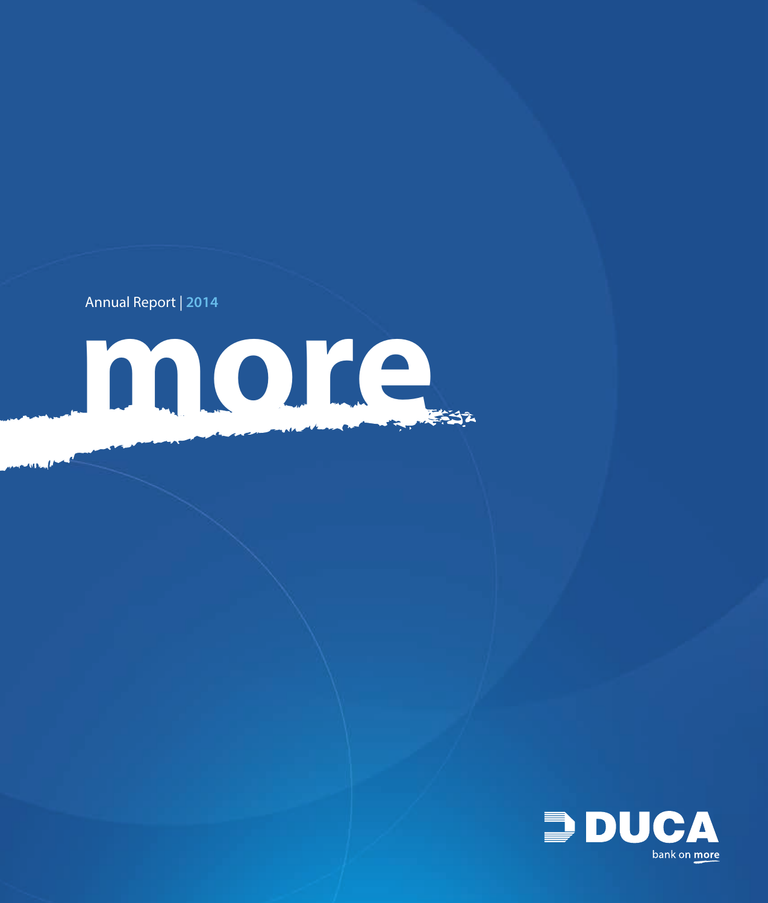Annual Report | **2014**

# more

**DUCA**

bank on **more**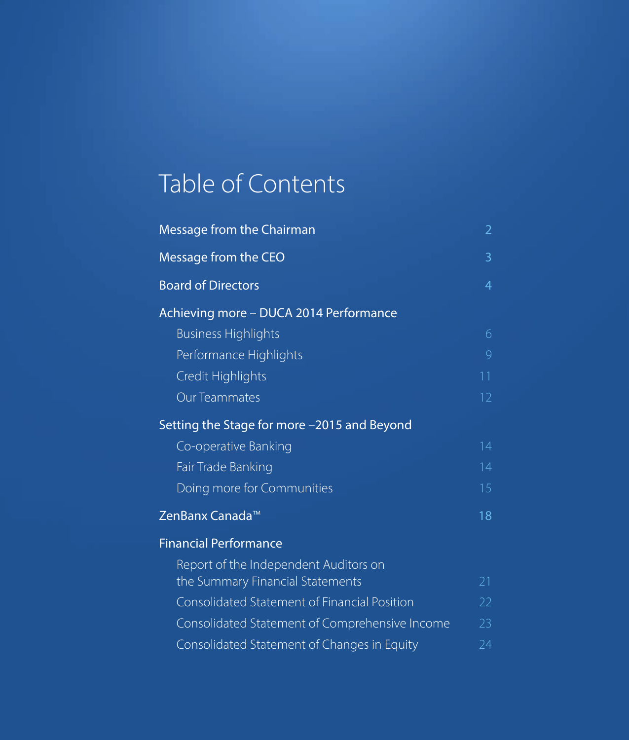# Table of Contents

| | |
|---|---|
| **Message from the Chairman** | 2 |
| **Message from the CEO** | 3 |
| **Board of Directors** | 4 |
| **Achieving more – DUCA 2014 Performance** | |
| Business Highlights | 6 |
| Performance Highlights | 9 |
| Credit Highlights | 11 |
| Our Teammates | 12 |
| **Setting the Stage for more –2015 and Beyond** | |
| Co-operative Banking | 14 |
| Fair Trade Banking | 14 |
| Doing more for Communities | 15 |
| **ZenBanx Canada™** | 18 |
| **Financial Performance** | |
| Report of the Independent Auditors on the Summary Financial Statements | 21 |
| Consolidated Statement of Financial Position | 22 |
| Consolidated Statement of Comprehensive Income | 23 |
| Consolidated Statement of Changes in Equity | 24 |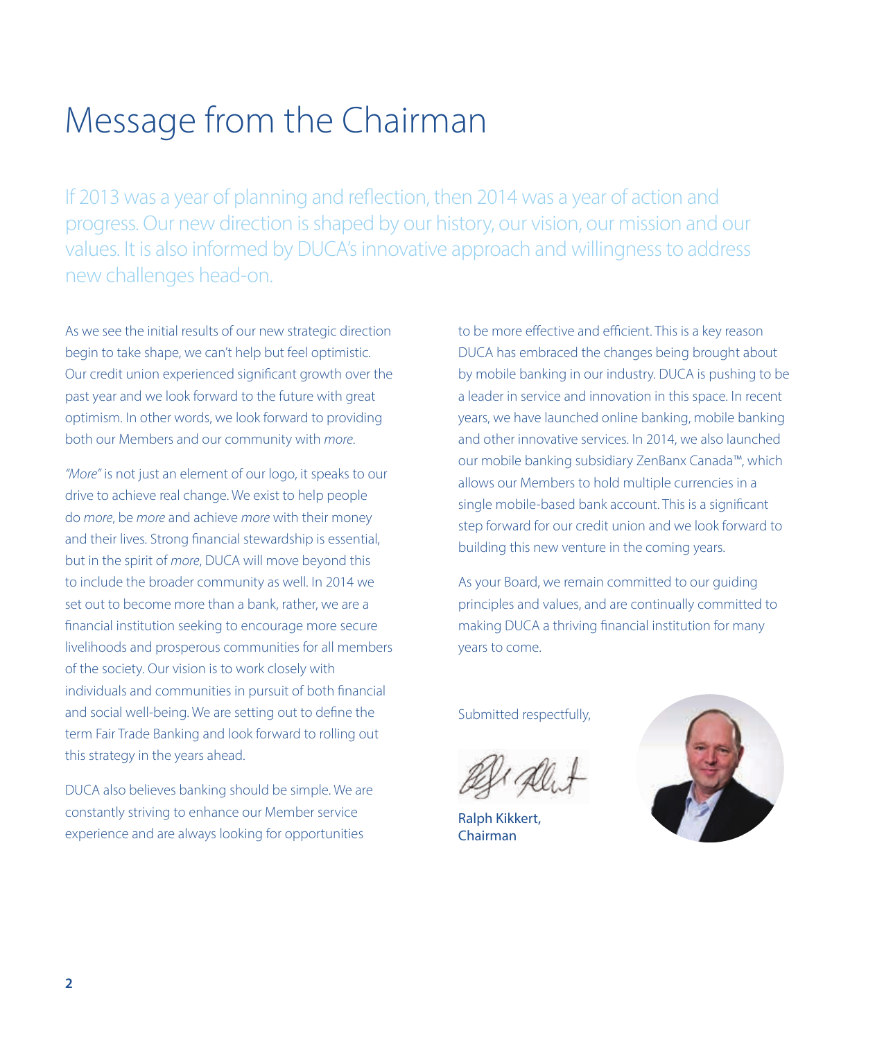# Message from the Chairman

If 2013 was a year of planning and reflection, then 2014 was a year of action and progress. Our new direction is shaped by our history, our vision, our mission and our values. It is also informed by DUCA's innovative approach and willingness to address new challenges head-on.

As we see the initial results of our new strategic direction begin to take shape, we can't help but feel optimistic. Our credit union experienced significant growth over the past year and we look forward to the future with great optimism. In other words, we look forward to providing both our Members and our community with *more*.

*"More"* is not just an element of our logo, it speaks to our drive to achieve real change. We exist to help people do *more*, be *more* and achieve *more* with their money and their lives. Strong financial stewardship is essential, but in the spirit of *more*, DUCA will move beyond this to include the broader community as well. In 2014 we set out to become more than a bank, rather, we are a financial institution seeking to encourage more secure livelihoods and prosperous communities for all members of the society. Our vision is to work closely with individuals and communities in pursuit of both financial and social well-being. We are setting out to define the term Fair Trade Banking and look forward to rolling out this strategy in the years ahead.

DUCA also believes banking should be simple. We are constantly striving to enhance our Member service experience and are always looking for opportunities to be more effective and efficient. This is a key reason DUCA has embraced the changes being brought about by mobile banking in our industry. DUCA is pushing to be a leader in service and innovation in this space. In recent years, we have launched online banking, mobile banking and other innovative services. In 2014, we also launched our mobile banking subsidiary ZenBanx Canada™, which allows our Members to hold multiple currencies in a single mobile-based bank account. This is a significant step forward for our credit union and we look forward to building this new venture in the coming years.

As your Board, we remain committed to our guiding principles and values, and are continually committed to making DUCA a thriving financial institution for many years to come.

Submitted respectfully,

Ralph Kikkert,
Chairman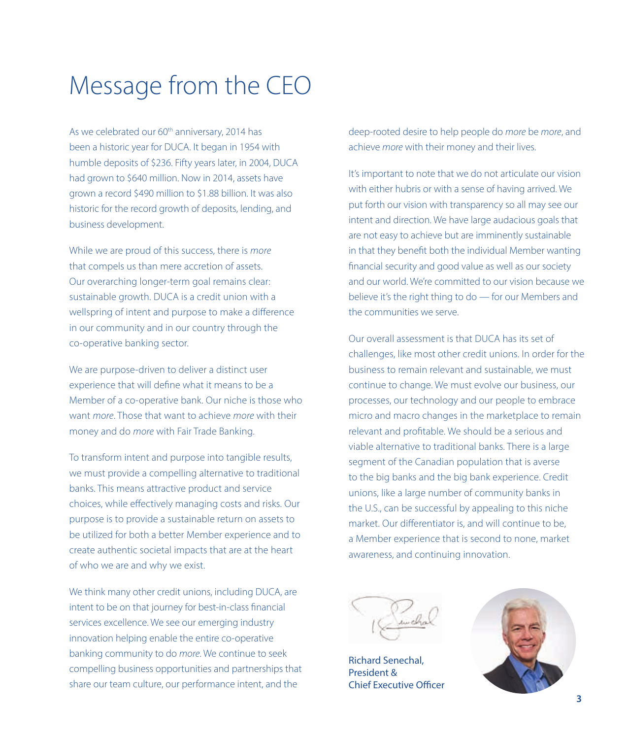# Message from the CEO

As we celebrated our 60th anniversary, 2014 has been a historic year for DUCA. It began in 1954 with humble deposits of $236. Fifty years later, in 2004, DUCA had grown to $640 million. Now in 2014, assets have grown a record $490 million to $1.88 billion. It was also historic for the record growth of deposits, lending, and business development.

While we are proud of this success, there is *more* that compels us than mere accretion of assets. Our overarching longer-term goal remains clear: sustainable growth. DUCA is a credit union with a wellspring of intent and purpose to make a difference in our community and in our country through the co-operative banking sector.

We are purpose-driven to deliver a distinct user experience that will define what it means to be a Member of a co-operative bank. Our niche is those who want *more*. Those that want to achieve *more* with their money and do *more* with Fair Trade Banking.

To transform intent and purpose into tangible results, we must provide a compelling alternative to traditional banks. This means attractive product and service choices, while effectively managing costs and risks. Our purpose is to provide a sustainable return on assets to be utilized for both a better Member experience and to create authentic societal impacts that are at the heart of who we are and why we exist.

We think many other credit unions, including DUCA, are intent to be on that journey for best-in-class financial services excellence. We see our emerging industry innovation helping enable the entire co-operative banking community to do *more*. We continue to seek compelling business opportunities and partnerships that share our team culture, our performance intent, and the deep-rooted desire to help people do *more* be *more*, and achieve *more* with their money and their lives.

It's important to note that we do not articulate our vision with either hubris or with a sense of having arrived. We put forth our vision with transparency so all may see our intent and direction. We have large audacious goals that are not easy to achieve but are imminently sustainable in that they benefit both the individual Member wanting financial security and good value as well as our society and our world. We're committed to our vision because we believe it's the right thing to do — for our Members and the communities we serve.

Our overall assessment is that DUCA has its set of challenges, like most other credit unions. In order for the business to remain relevant and sustainable, we must continue to change. We must evolve our business, our processes, our technology and our people to embrace micro and macro changes in the marketplace to remain relevant and profitable. We should be a serious and viable alternative to traditional banks. There is a large segment of the Canadian population that is averse to the big banks and the big bank experience. Credit unions, like a large number of community banks in the U.S., can be successful by appealing to this niche market. Our differentiator is, and will continue to be, a Member experience that is second to none, market awareness, and continuing innovation.

Richard Senechal,
President &
Chief Executive Officer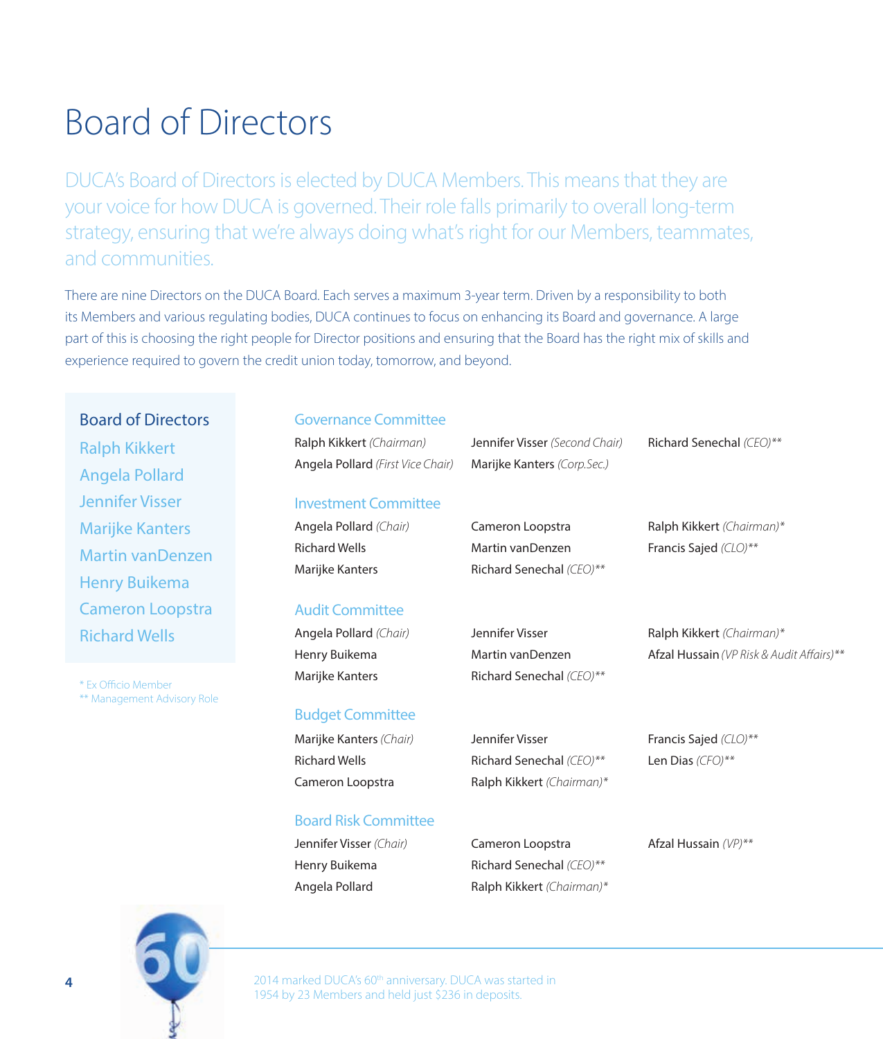# Board of Directors

DUCA's Board of Directors is elected by DUCA Members. This means that they are your voice for how DUCA is governed. Their role falls primarily to overall long-term strategy, ensuring that we're always doing what's right for our Members, teammates, and communities.

There are nine Directors on the DUCA Board. Each serves a maximum 3-year term. Driven by a responsibility to both its Members and various regulating bodies, DUCA continues to focus on enhancing its Board and governance. A large part of this is choosing the right people for Director positions and ensuring that the Board has the right mix of skills and experience required to govern the credit union today, tomorrow, and beyond.

## Board of Directors

- Ralph Kikkert
- Angela Pollard
- Jennifer Visser
- Marijke Kanters
- Martin vanDenzen
- Henry Buikema
- Cameron Loopstra
- Richard Wells

\* Ex Officio Member
\** Management Advisory Role

### Governance Committee

- Ralph Kikkert *(Chairman)*
- Angela Pollard *(First Vice Chair)*
- Jennifer Visser *(Second Chair)*
- Marijke Kanters *(Corp.Sec.)*
- Richard Senechal *(CEO)\*\**

### Investment Committee

- Angela Pollard *(Chair)*
- Richard Wells
- Marijke Kanters
- Cameron Loopstra
- Martin vanDenzen
- Richard Senechal *(CEO)\*\**
- Ralph Kikkert *(Chairman)\**
- Francis Sajed *(CLO)\*\**

### Audit Committee

- Angela Pollard *(Chair)*
- Henry Buikema
- Marijke Kanters
- Jennifer Visser
- Martin vanDenzen
- Richard Senechal *(CEO)\*\**
- Ralph Kikkert *(Chairman)\**
- Afzal Hussain *(VP Risk & Audit Affairs)\*\**

### Budget Committee

- Marijke Kanters *(Chair)*
- Richard Wells
- Cameron Loopstra
- Jennifer Visser
- Richard Senechal *(CEO)\*\**
- Ralph Kikkert *(Chairman)\**
- Francis Sajed *(CLO)\*\**
- Len Dias *(CFO)\*\**

### Board Risk Committee

- Jennifer Visser *(Chair)*
- Henry Buikema
- Angela Pollard
- Cameron Loopstra
- Richard Senechal *(CEO)\*\**
- Ralph Kikkert *(Chairman)\**
- Afzal Hussain *(VP)\*\**

2014 marked DUCA's 60th anniversary. DUCA was started in 1954 by 23 Members and held just $236 in deposits.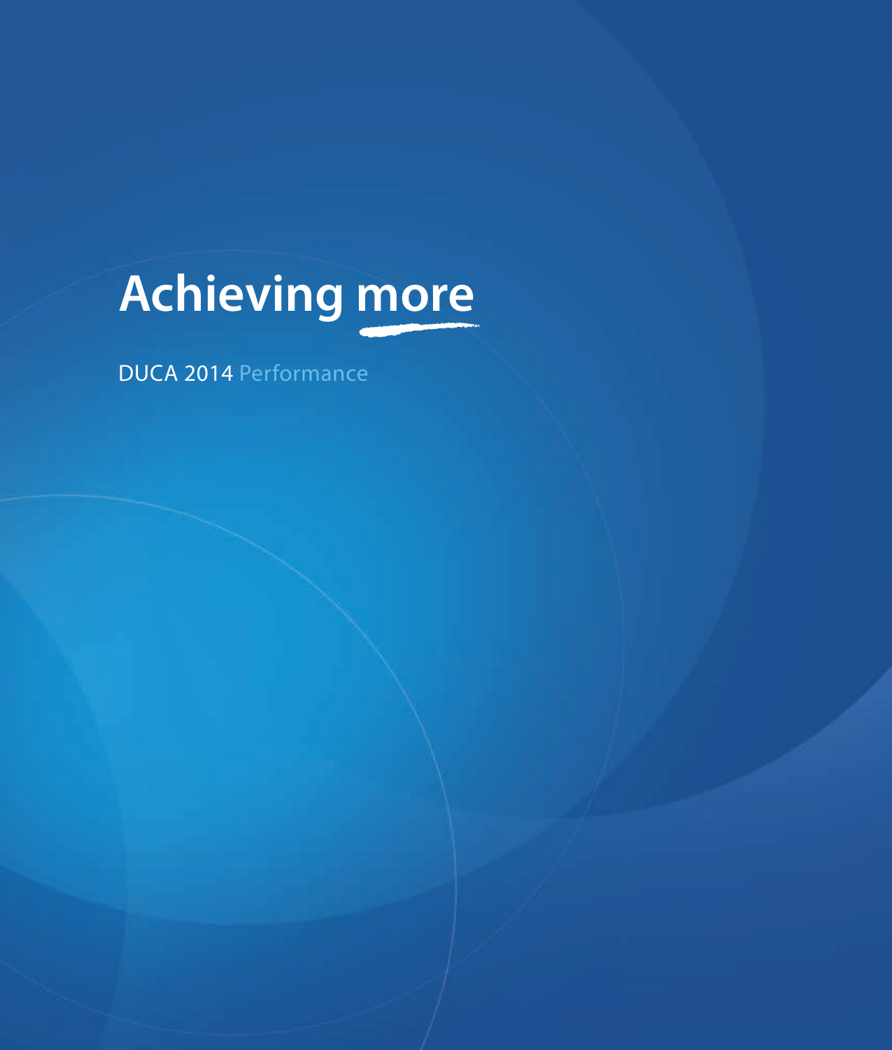# Achieving more

DUCA 2014 Performance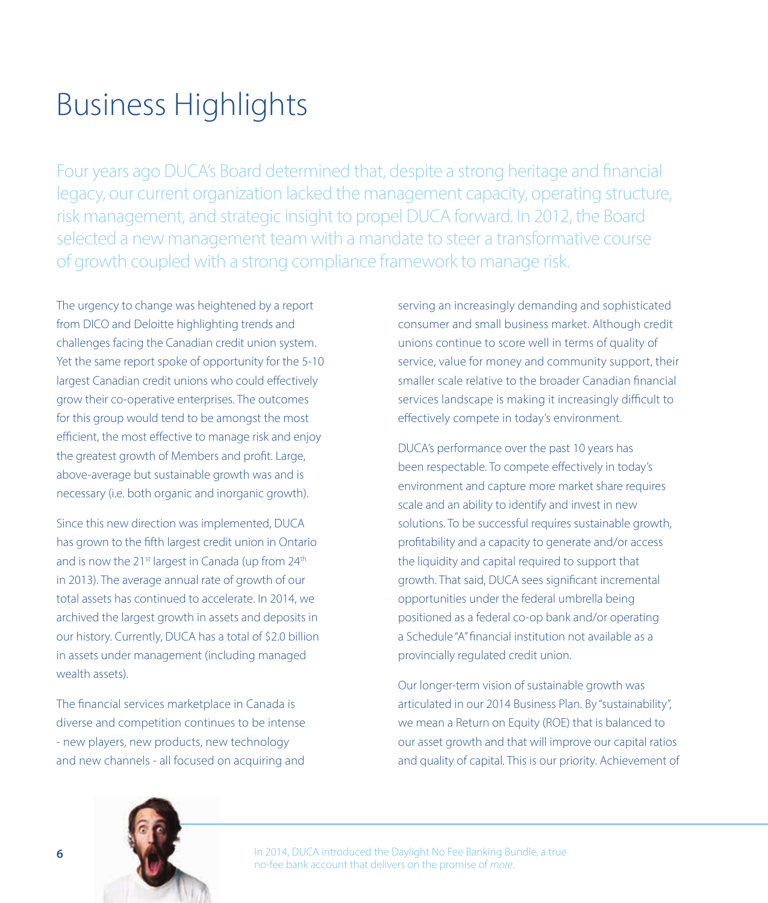# Business Highlights

Four years ago DUCA's Board determined that, despite a strong heritage and financial legacy, our current organization lacked the management capacity, operating structure, risk management, and strategic insight to propel DUCA forward. In 2012, the Board selected a new management team with a mandate to steer a transformative course of growth coupled with a strong compliance framework to manage risk.

The urgency to change was heightened by a report from DICO and Deloitte highlighting trends and challenges facing the Canadian credit union system. Yet the same report spoke of opportunity for the 5-10 largest Canadian credit unions who could effectively grow their co-operative enterprises. The outcomes for this group would tend to be amongst the most efficient, the most effective to manage risk and enjoy the greatest growth of Members and profit. Large, above-average but sustainable growth was and is necessary (i.e. both organic and inorganic growth).

Since this new direction was implemented, DUCA has grown to the fifth largest credit union in Ontario and is now the 21st largest in Canada (up from 24th in 2013). The average annual rate of growth of our total assets has continued to accelerate. In 2014, we archived the largest growth in assets and deposits in our history. Currently, DUCA has a total of $2.0 billion in assets under management (including managed wealth assets).

The financial services marketplace in Canada is diverse and competition continues to be intense - new players, new products, new technology and new channels - all focused on acquiring and serving an increasingly demanding and sophisticated consumer and small business market. Although credit unions continue to score well in terms of quality of service, value for money and community support, their smaller scale relative to the broader Canadian financial services landscape is making it increasingly difficult to effectively compete in today's environment.

DUCA's performance over the past 10 years has been respectable. To compete effectively in today's environment and capture more market share requires scale and an ability to identify and invest in new solutions. To be successful requires sustainable growth, profitability and a capacity to generate and/or access the liquidity and capital required to support that growth. That said, DUCA sees significant incremental opportunities under the federal umbrella being positioned as a federal co-op bank and/or operating a Schedule "A" financial institution not available as a provincially regulated credit union.

Our longer-term vision of sustainable growth was articulated in our 2014 Business Plan. By "sustainability", we mean a Return on Equity (ROE) that is balanced to our asset growth and that will improve our capital ratios and quality of capital. This is our priority. Achievement of

In 2014, DUCA introduced the Daylight No Fee Banking Bundle, a true no-fee bank account that delivers on the promise of *more*.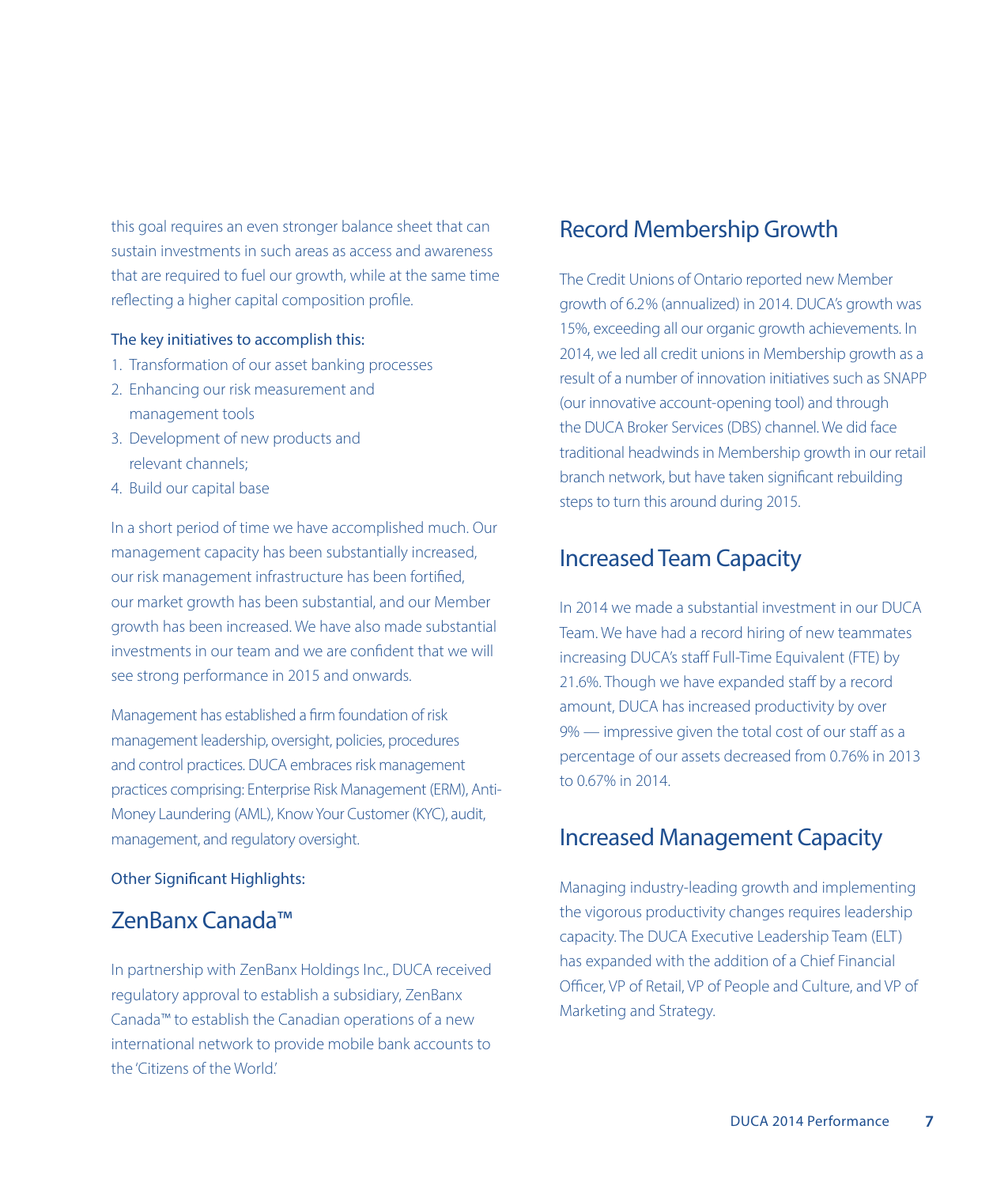this goal requires an even stronger balance sheet that can sustain investments in such areas as access and awareness that are required to fuel our growth, while at the same time reflecting a higher capital composition profile.

The key initiatives to accomplish this:

1. Transformation of our asset banking processes
2. Enhancing our risk measurement and management tools
3. Development of new products and relevant channels;
4. Build our capital base

In a short period of time we have accomplished much. Our management capacity has been substantially increased, our risk management infrastructure has been fortified, our market growth has been substantial, and our Member growth has been increased. We have also made substantial investments in our team and we are confident that we will see strong performance in 2015 and onwards.

Management has established a firm foundation of risk management leadership, oversight, policies, procedures and control practices. DUCA embraces risk management practices comprising: Enterprise Risk Management (ERM), Anti-Money Laundering (AML), Know Your Customer (KYC), audit, management, and regulatory oversight.

Other Significant Highlights:

## ZenBanx Canada™

In partnership with ZenBanx Holdings Inc., DUCA received regulatory approval to establish a subsidiary, ZenBanx Canada™ to establish the Canadian operations of a new international network to provide mobile bank accounts to the 'Citizens of the World.'

## Record Membership Growth

The Credit Unions of Ontario reported new Member growth of 6.2% (annualized) in 2014. DUCA's growth was 15%, exceeding all our organic growth achievements. In 2014, we led all credit unions in Membership growth as a result of a number of innovation initiatives such as SNAPP (our innovative account-opening tool) and through the DUCA Broker Services (DBS) channel. We did face traditional headwinds in Membership growth in our retail branch network, but have taken significant rebuilding steps to turn this around during 2015.

## Increased Team Capacity

In 2014 we made a substantial investment in our DUCA Team. We have had a record hiring of new teammates increasing DUCA's staff Full-Time Equivalent (FTE) by 21.6%. Though we have expanded staff by a record amount, DUCA has increased productivity by over 9% — impressive given the total cost of our staff as a percentage of our assets decreased from 0.76% in 2013 to 0.67% in 2014.

## Increased Management Capacity

Managing industry-leading growth and implementing the vigorous productivity changes requires leadership capacity. The DUCA Executive Leadership Team (ELT) has expanded with the addition of a Chief Financial Officer, VP of Retail, VP of People and Culture, and VP of Marketing and Strategy.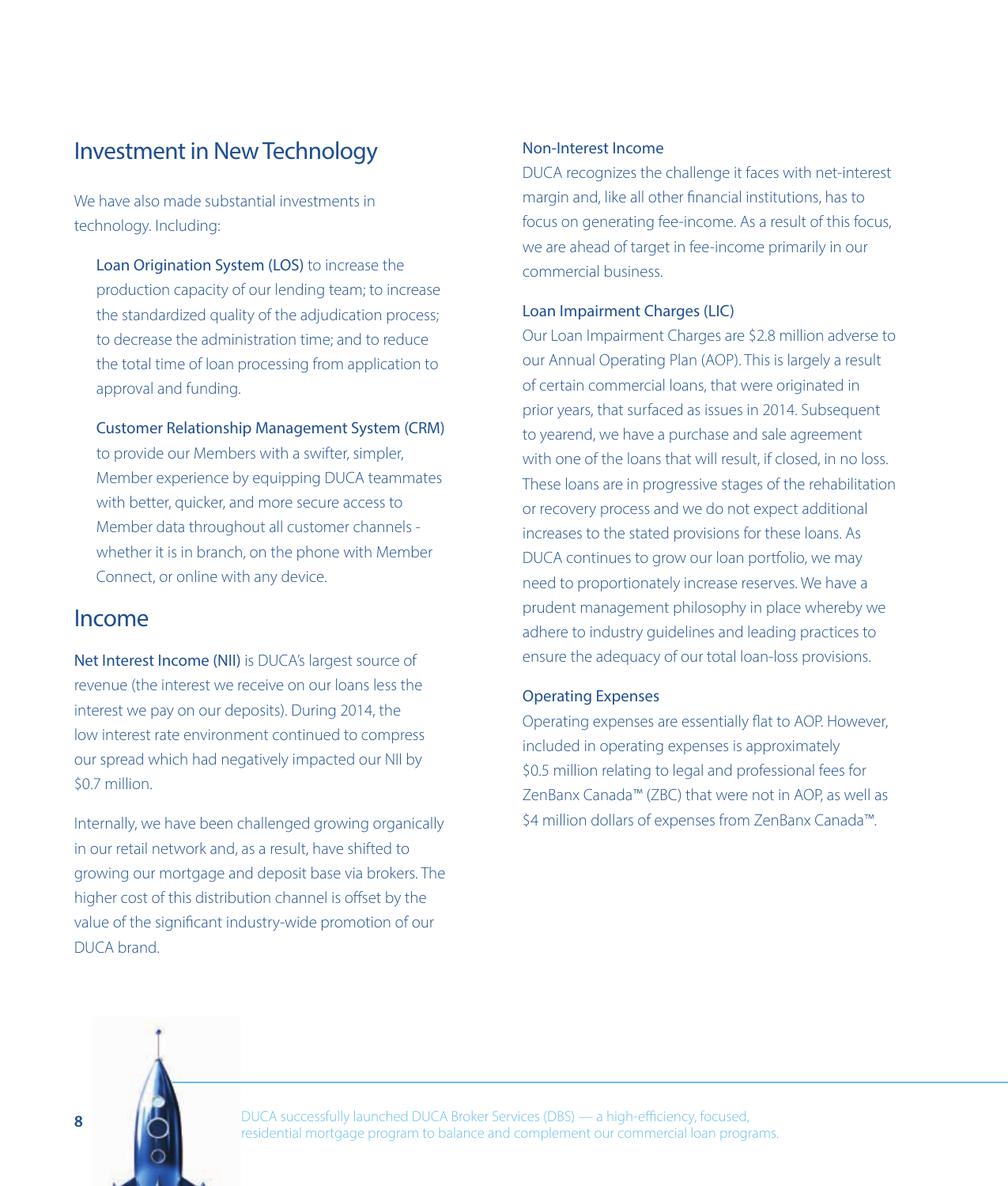## Investment in New Technology

We have also made substantial investments in technology. Including:

**Loan Origination System (LOS)** to increase the production capacity of our lending team; to increase the standardized quality of the adjudication process; to decrease the administration time; and to reduce the total time of loan processing from application to approval and funding.

**Customer Relationship Management System (CRM)** to provide our Members with a swifter, simpler, Member experience by equipping DUCA teammates with better, quicker, and more secure access to Member data throughout all customer channels - whether it is in branch, on the phone with Member Connect, or online with any device.

## Income

**Net Interest Income (NII)** is DUCA's largest source of revenue (the interest we receive on our loans less the interest we pay on our deposits). During 2014, the low interest rate environment continued to compress our spread which had negatively impacted our NII by $0.7 million.

Internally, we have been challenged growing organically in our retail network and, as a result, have shifted to growing our mortgage and deposit base via brokers. The higher cost of this distribution channel is offset by the value of the significant industry-wide promotion of our DUCA brand.

### Non-Interest Income

DUCA recognizes the challenge it faces with net-interest margin and, like all other financial institutions, has to focus on generating fee-income. As a result of this focus, we are ahead of target in fee-income primarily in our commercial business.

### Loan Impairment Charges (LIC)

Our Loan Impairment Charges are $2.8 million adverse to our Annual Operating Plan (AOP). This is largely a result of certain commercial loans, that were originated in prior years, that surfaced as issues in 2014. Subsequent to yearend, we have a purchase and sale agreement with one of the loans that will result, if closed, in no loss. These loans are in progressive stages of the rehabilitation or recovery process and we do not expect additional increases to the stated provisions for these loans. As DUCA continues to grow our loan portfolio, we may need to proportionately increase reserves. We have a prudent management philosophy in place whereby we adhere to industry guidelines and leading practices to ensure the adequacy of our total loan-loss provisions.

### Operating Expenses

Operating expenses are essentially flat to AOP. However, included in operating expenses is approximately $0.5 million relating to legal and professional fees for ZenBanx Canada™ (ZBC) that were not in AOP, as well as $4 million dollars of expenses from ZenBanx Canada™.

DUCA successfully launched DUCA Broker Services (DBS) — a high-efficiency, focused, residential mortgage program to balance and complement our commercial loan programs.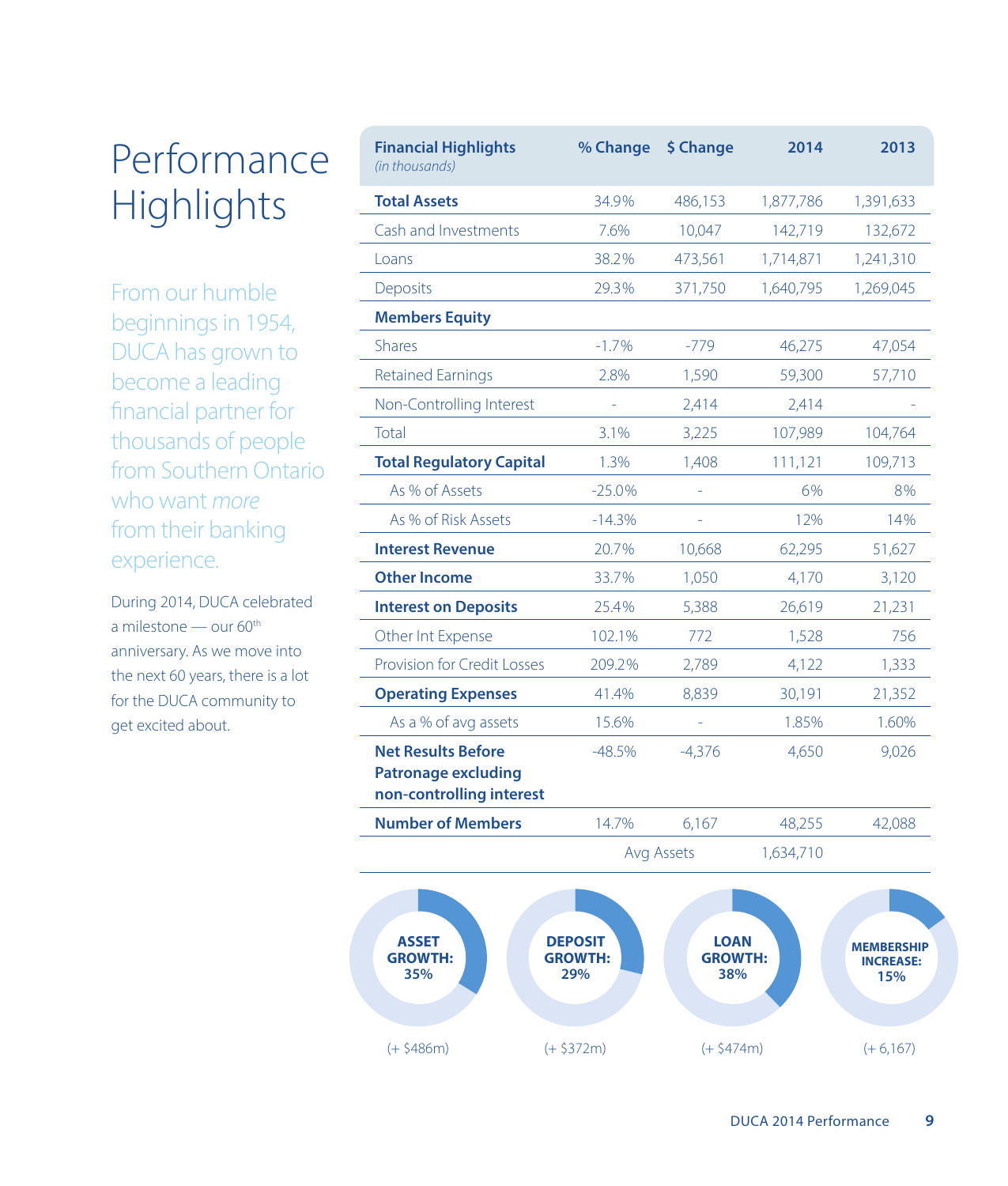# Performance Highlights

From our humble beginnings in 1954, DUCA has grown to become a leading financial partner for thousands of people from Southern Ontario who want *more* from their banking experience.

During 2014, DUCA celebrated a milestone — our 60th anniversary. As we move into the next 60 years, there is a lot for the DUCA community to get excited about.

| **Financial Highlights** *(in thousands)* | **% Change** | **$ Change** | **2014** | **2013** |
|---|---|---|---|---|
| **Total Assets** | 34.9% | 486,153 | 1,877,786 | 1,391,633 |
| Cash and Investments | 7.6% | 10,047 | 142,719 | 132,672 |
| Loans | 38.2% | 473,561 | 1,714,871 | 1,241,310 |
| Deposits | 29.3% | 371,750 | 1,640,795 | 1,269,045 |
| **Members Equity** | | | | |
| Shares | -1.7% | -779 | 46,275 | 47,054 |
| Retained Earnings | 2.8% | 1,590 | 59,300 | 57,710 |
| Non-Controlling Interest | - | 2,414 | 2,414 | - |
| Total | 3.1% | 3,225 | 107,989 | 104,764 |
| **Total Regulatory Capital** | 1.3% | 1,408 | 111,121 | 109,713 |
| As % of Assets | -25.0% | - | 6% | 8% |
| As % of Risk Assets | -14.3% | - | 12% | 14% |
| **Interest Revenue** | 20.7% | 10,668 | 62,295 | 51,627 |
| **Other Income** | 33.7% | 1,050 | 4,170 | 3,120 |
| **Interest on Deposits** | 25.4% | 5,388 | 26,619 | 21,231 |
| Other Int Expense | 102.1% | 772 | 1,528 | 756 |
| Provision for Credit Losses | 209.2% | 2,789 | 4,122 | 1,333 |
| **Operating Expenses** | 41.4% | 8,839 | 30,191 | 21,352 |
| As a % of avg assets | 15.6% | - | 1.85% | 1.60% |
| **Net Results Before Patronage excluding non-controlling interest** | -48.5% | -4,376 | 4,650 | 9,026 |
| **Number of Members** | 14.7% | 6,167 | 48,255 | 42,088 |
| | | Avg Assets | 1,634,710 | |

**ASSET GROWTH: 35%** (+ $486m)

**DEPOSIT GROWTH: 29%** (+ $372m)

**LOAN GROWTH: 38%** (+ $474m)

**MEMBERSHIP INCREASE: 15%** (+ 6,167)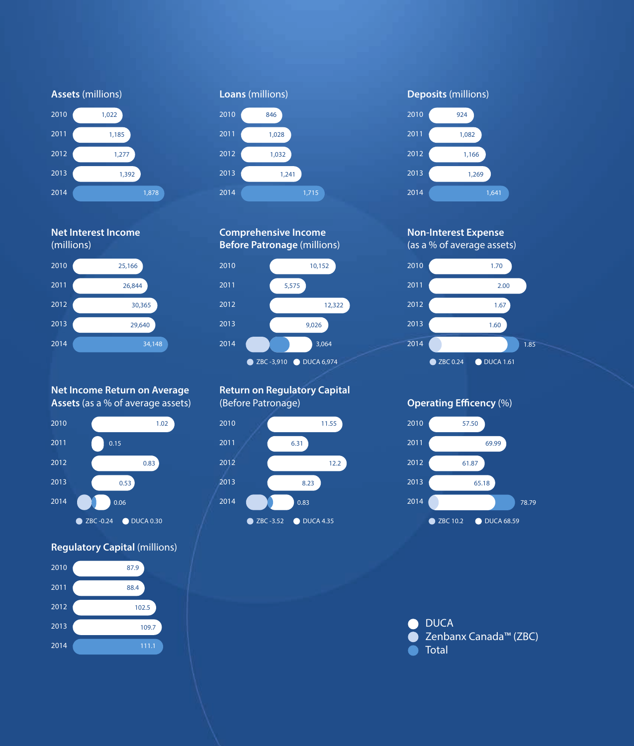## Assets (millions)

| Year | Value |
|---|---|
| 2010 | 1,022 |
| 2011 | 1,185 |
| 2012 | 1,277 |
| 2013 | 1,392 |
| 2014 | 1,878 |

## Loans (millions)

| Year | Value |
|---|---|
| 2010 | 846 |
| 2011 | 1,028 |
| 2012 | 1,032 |
| 2013 | 1,241 |
| 2014 | 1,715 |

## Deposits (millions)

| Year | Value |
|---|---|
| 2010 | 924 |
| 2011 | 1,082 |
| 2012 | 1,166 |
| 2013 | 1,269 |
| 2014 | 1,641 |

## Net Interest Income (millions)

| Year | Value |
|---|---|
| 2010 | 25,166 |
| 2011 | 26,844 |
| 2012 | 30,365 |
| 2013 | 29,640 |
| 2014 | 34,148 |

## Comprehensive Income Before Patronage (millions)

| Year | Value |
|---|---|
| 2010 | 10,152 |
| 2011 | 5,575 |
| 2012 | 12,322 |
| 2013 | 9,026 |
| 2014 | 3,064 |

ZBC -3,910 DUCA 6,974

## Non-Interest Expense (as a % of average assets)

| Year | Value |
|---|---|
| 2010 | 1.70 |
| 2011 | 2.00 |
| 2012 | 1.67 |
| 2013 | 1.60 |
| 2014 | 1.85 |

ZBC 0.24 DUCA 1.61

## Net Income Return on Average Assets (as a % of average assets)

| Year | Value |
|---|---|
| 2010 | 1.02 |
| 2011 | 0.15 |
| 2012 | 0.83 |
| 2013 | 0.53 |
| 2014 | 0.06 |

ZBC -0.24 DUCA 0.30

## Return on Regulatory Capital (Before Patronage)

| Year | Value |
|---|---|
| 2010 | 11.55 |
| 2011 | 6.31 |
| 2012 | 12.2 |
| 2013 | 8.23 |
| 2014 | 0.83 |

ZBC -3.52 DUCA 4.35

## Operating Efficency (%)

| Year | Value |
|---|---|
| 2010 | 57.50 |
| 2011 | 69.99 |
| 2012 | 61.87 |
| 2013 | 65.18 |
| 2014 | 78.79 |

ZBC 10.2 DUCA 68.59

## Regulatory Capital (millions)

| Year | Value |
|---|---|
| 2010 | 87.9 |
| 2011 | 88.4 |
| 2012 | 102.5 |
| 2013 | 109.7 |
| 2014 | 111.1 |

- DUCA
- Zenbanx Canada™ (ZBC)
- Total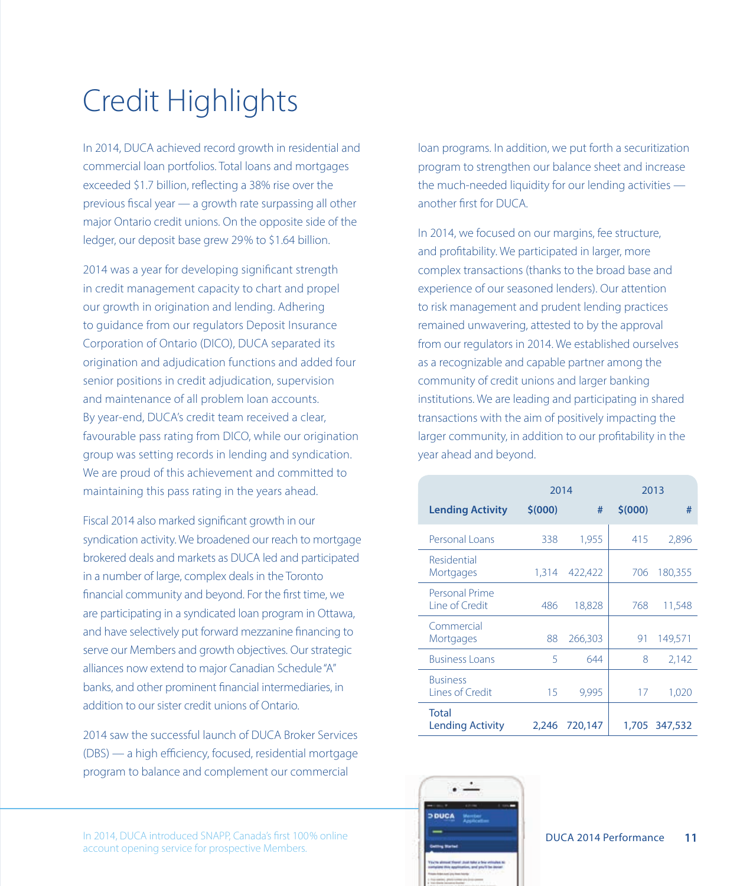# Credit Highlights

In 2014, DUCA achieved record growth in residential and commercial loan portfolios. Total loans and mortgages exceeded $1.7 billion, reflecting a 38% rise over the previous fiscal year — a growth rate surpassing all other major Ontario credit unions. On the opposite side of the ledger, our deposit base grew 29% to $1.64 billion.

2014 was a year for developing significant strength in credit management capacity to chart and propel our growth in origination and lending. Adhering to guidance from our regulators Deposit Insurance Corporation of Ontario (DICO), DUCA separated its origination and adjudication functions and added four senior positions in credit adjudication, supervision and maintenance of all problem loan accounts. By year-end, DUCA's credit team received a clear, favourable pass rating from DICO, while our origination group was setting records in lending and syndication. We are proud of this achievement and committed to maintaining this pass rating in the years ahead.

Fiscal 2014 also marked significant growth in our syndication activity. We broadened our reach to mortgage brokered deals and markets as DUCA led and participated in a number of large, complex deals in the Toronto financial community and beyond. For the first time, we are participating in a syndicated loan program in Ottawa, and have selectively put forward mezzanine financing to serve our Members and growth objectives. Our strategic alliances now extend to major Canadian Schedule "A" banks, and other prominent financial intermediaries, in addition to our sister credit unions of Ontario.

2014 saw the successful launch of DUCA Broker Services (DBS) — a high efficiency, focused, residential mortgage program to balance and complement our commercial loan programs. In addition, we put forth a securitization program to strengthen our balance sheet and increase the much-needed liquidity for our lending activities — another first for DUCA.

In 2014, we focused on our margins, fee structure, and profitability. We participated in larger, more complex transactions (thanks to the broad base and experience of our seasoned lenders). Our attention to risk management and prudent lending practices remained unwavering, attested to by the approval from our regulators in 2014. We established ourselves as a recognizable and capable partner among the community of credit unions and larger banking institutions. We are leading and participating in shared transactions with the aim of positively impacting the larger community, in addition to our profitability in the year ahead and beyond.

| | 2014 | | 2013 | |
|---|---|---|---|---|
| **Lending Activity** | **$(000)** | **#** | **$(000)** | **#** |
| Personal Loans | 338 | 1,955 | 415 | 2,896 |
| Residential Mortgages | 1,314 | 422,422 | 706 | 180,355 |
| Personal Prime Line of Credit | 486 | 18,828 | 768 | 11,548 |
| Commercial Mortgages | 88 | 266,303 | 91 | 149,571 |
| Business Loans | 5 | 644 | 8 | 2,142 |
| Business Lines of Credit | 15 | 9,995 | 17 | 1,020 |
| Total Lending Activity | 2,246 | 720,147 | 1,705 | 347,532 |

In 2014, DUCA introduced SNAPP, Canada's first 100% online account opening service for prospective Members.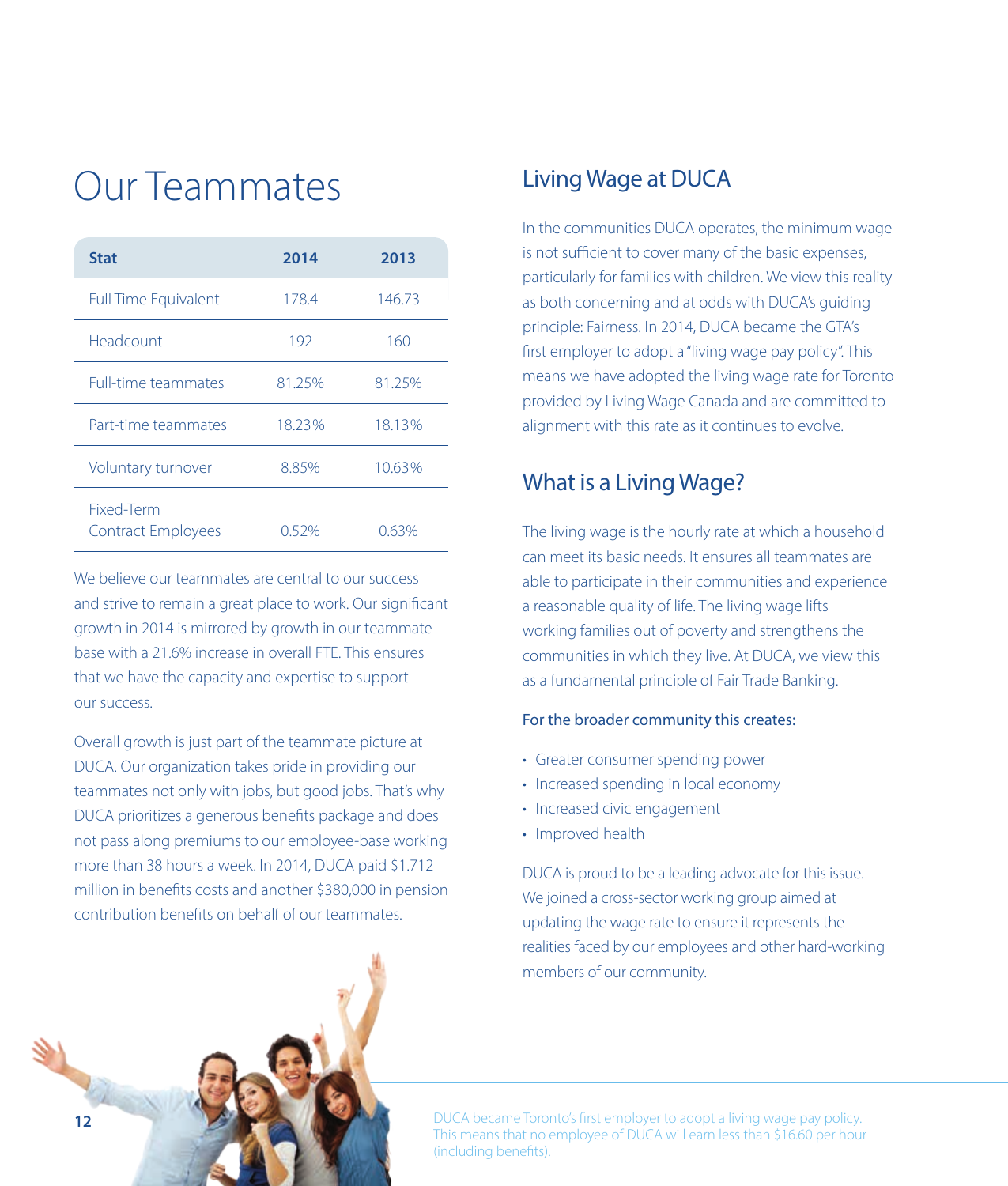# Our Teammates

| Stat | 2014 | 2013 |
|---|---|---|
| Full Time Equivalent | 178.4 | 146.73 |
| Headcount | 192 | 160 |
| Full-time teammates | 81.25% | 81.25% |
| Part-time teammates | 18.23% | 18.13% |
| Voluntary turnover | 8.85% | 10.63% |
| Fixed-Term Contract Employees | 0.52% | 0.63% |

We believe our teammates are central to our success and strive to remain a great place to work. Our significant growth in 2014 is mirrored by growth in our teammate base with a 21.6% increase in overall FTE. This ensures that we have the capacity and expertise to support our success.

Overall growth is just part of the teammate picture at DUCA. Our organization takes pride in providing our teammates not only with jobs, but good jobs. That's why DUCA prioritizes a generous benefits package and does not pass along premiums to our employee-base working more than 38 hours a week. In 2014, DUCA paid $1.712 million in benefits costs and another $380,000 in pension contribution benefits on behalf of our teammates.

## Living Wage at DUCA

In the communities DUCA operates, the minimum wage is not sufficient to cover many of the basic expenses, particularly for families with children. We view this reality as both concerning and at odds with DUCA's guiding principle: Fairness. In 2014, DUCA became the GTA's first employer to adopt a "living wage pay policy". This means we have adopted the living wage rate for Toronto provided by Living Wage Canada and are committed to alignment with this rate as it continues to evolve.

## What is a Living Wage?

The living wage is the hourly rate at which a household can meet its basic needs. It ensures all teammates are able to participate in their communities and experience a reasonable quality of life. The living wage lifts working families out of poverty and strengthens the communities in which they live. At DUCA, we view this as a fundamental principle of Fair Trade Banking.

For the broader community this creates:

- Greater consumer spending power
- Increased spending in local economy
- Increased civic engagement
- Improved health

DUCA is proud to be a leading advocate for this issue. We joined a cross-sector working group aimed at updating the wage rate to ensure it represents the realities faced by our employees and other hard-working members of our community.

DUCA became Toronto's first employer to adopt a living wage pay policy. This means that no employee of DUCA will earn less than $16.60 per hour (including benefits).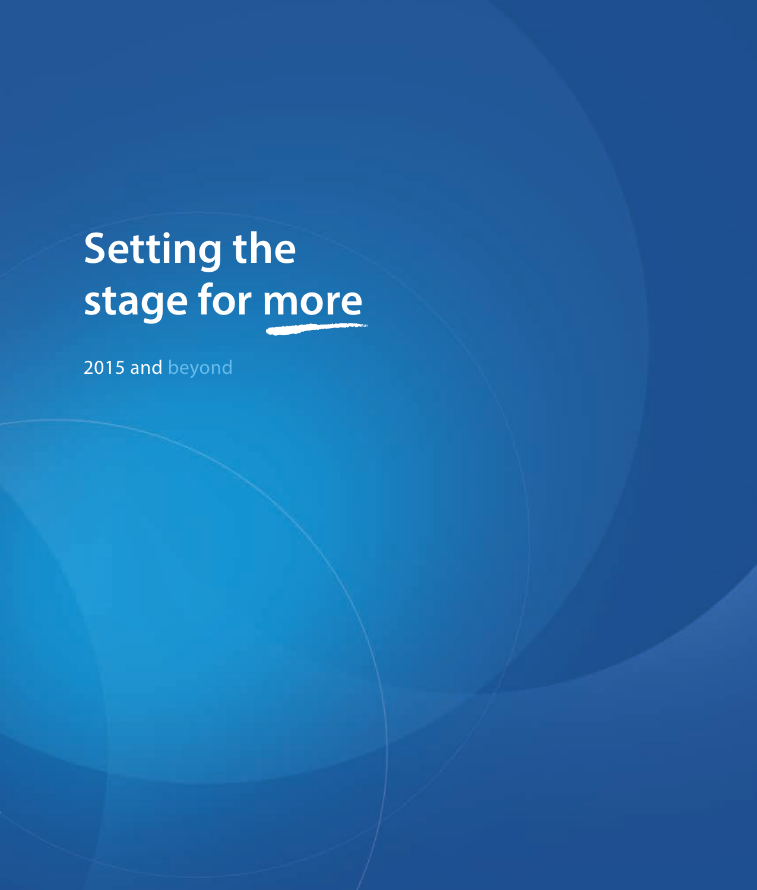# Setting the stage for more

2015 and beyond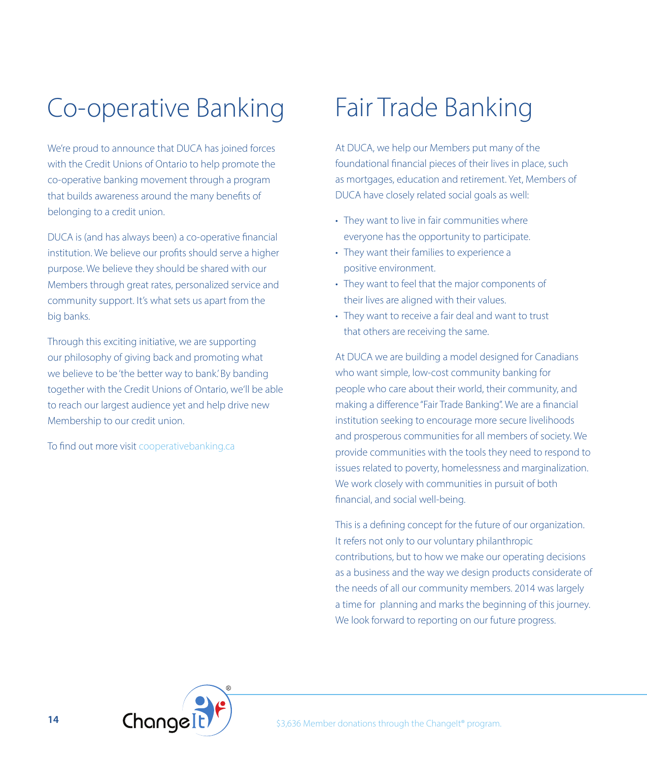# Co-operative Banking

We're proud to announce that DUCA has joined forces with the Credit Unions of Ontario to help promote the co-operative banking movement through a program that builds awareness around the many benefits of belonging to a credit union.

DUCA is (and has always been) a co-operative financial institution. We believe our profits should serve a higher purpose. We believe they should be shared with our Members through great rates, personalized service and community support. It's what sets us apart from the big banks.

Through this exciting initiative, we are supporting our philosophy of giving back and promoting what we believe to be 'the better way to bank.' By banding together with the Credit Unions of Ontario, we'll be able to reach our largest audience yet and help drive new Membership to our credit union.

To find out more visit cooperativebanking.ca

# Fair Trade Banking

At DUCA, we help our Members put many of the foundational financial pieces of their lives in place, such as mortgages, education and retirement. Yet, Members of DUCA have closely related social goals as well:

- They want to live in fair communities where everyone has the opportunity to participate.
- They want their families to experience a positive environment.
- They want to feel that the major components of their lives are aligned with their values.
- They want to receive a fair deal and want to trust that others are receiving the same.

At DUCA we are building a model designed for Canadians who want simple, low-cost community banking for people who care about their world, their community, and making a difference "Fair Trade Banking". We are a financial institution seeking to encourage more secure livelihoods and prosperous communities for all members of society. We provide communities with the tools they need to respond to issues related to poverty, homelessness and marginalization. We work closely with communities in pursuit of both financial, and social well-being.

This is a defining concept for the future of our organization. It refers not only to our voluntary philanthropic contributions, but to how we make our operating decisions as a business and the way we design products considerate of the needs of all our community members. 2014 was largely a time for planning and marks the beginning of this journey. We look forward to reporting on our future progress.

ChangeIt®

$3,636 Member donations through the ChangeIt® program.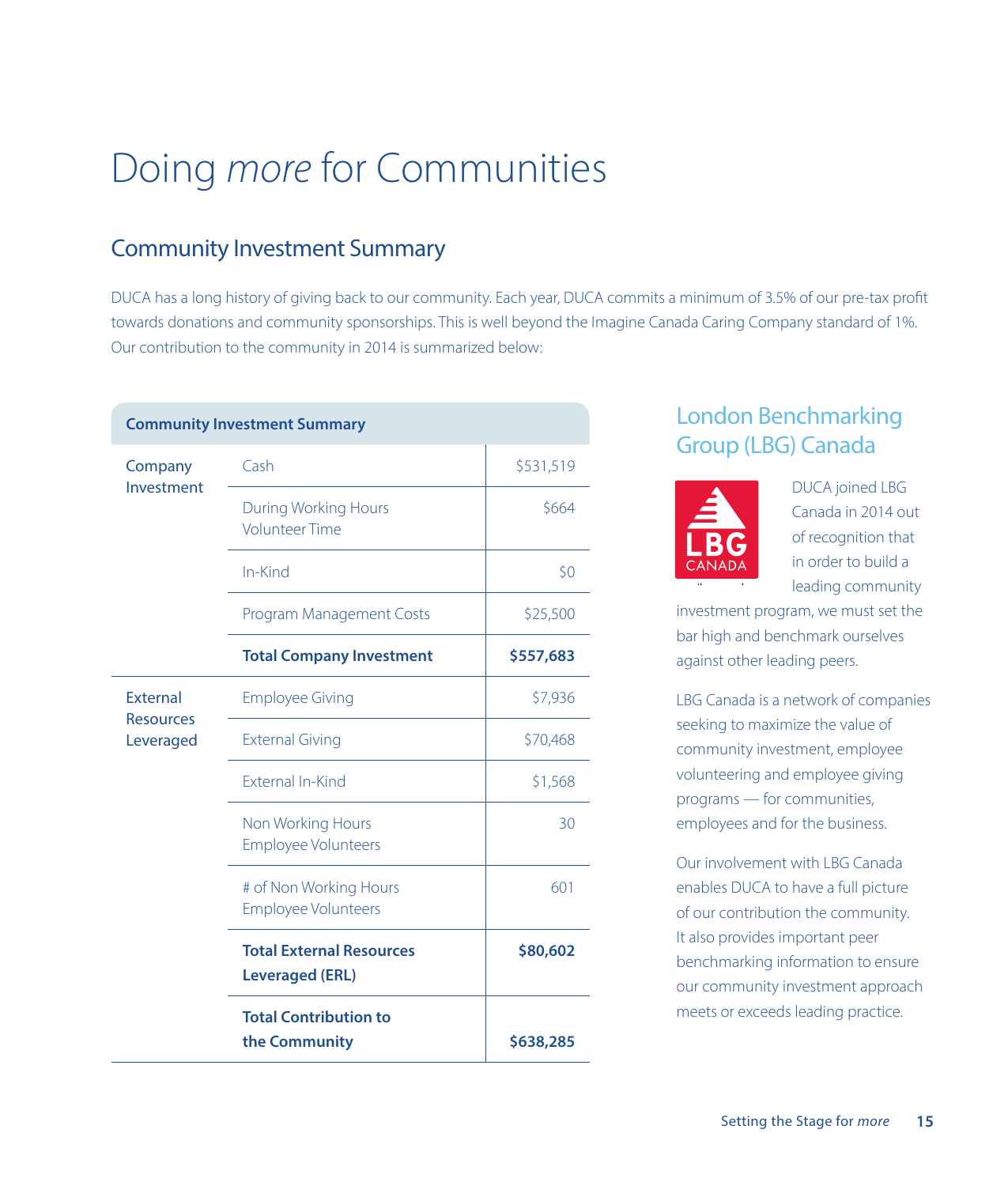# Doing *more* for Communities

## Community Investment Summary

DUCA has a long history of giving back to our community. Each year, DUCA commits a minimum of 3.5% of our pre-tax profit towards donations and community sponsorships. This is well beyond the Imagine Canada Caring Company standard of 1%. Our contribution to the community in 2014 is summarized below:

| Community Investment Summary | | |
|---|---|---|
| Company Investment | Cash | $531,519 |
| | During Working Hours Volunteer Time | $664 |
| | In-Kind | $0 |
| | Program Management Costs | $25,500 |
| | **Total Company Investment** | **$557,683** |
| External Resources Leveraged | Employee Giving | $7,936 |
| | External Giving | $70,468 |
| | External In-Kind | $1,568 |
| | Non Working Hours Employee Volunteers | 30 |
| | # of Non Working Hours Employee Volunteers | 601 |
| | **Total External Resources Leveraged (ERL)** | **$80,602** |
| | **Total Contribution to the Community** | **$638,285** |

## London Benchmarking Group (LBG) Canada

DUCA joined LBG Canada in 2014 out of recognition that in order to build a leading community investment program, we must set the bar high and benchmark ourselves against other leading peers.

LBG Canada is a network of companies seeking to maximize the value of community investment, employee volunteering and employee giving programs — for communities, employees and for the business.

Our involvement with LBG Canada enables DUCA to have a full picture of our contribution the community. It also provides important peer benchmarking information to ensure our community investment approach meets or exceeds leading practice.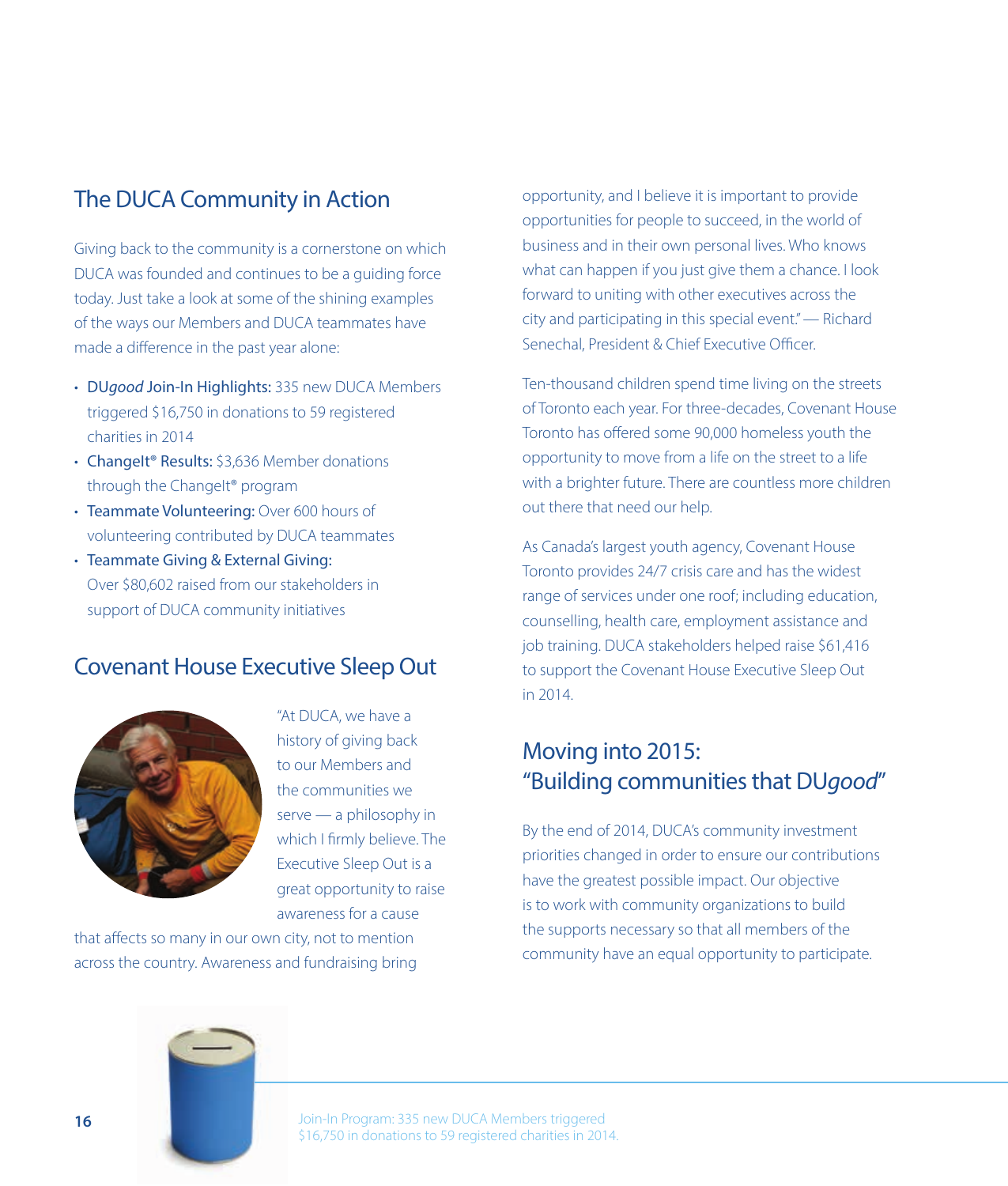## The DUCA Community in Action

Giving back to the community is a cornerstone on which DUCA was founded and continues to be a guiding force today. Just take a look at some of the shining examples of the ways our Members and DUCA teammates have made a difference in the past year alone:

- DU*good* Join-In Highlights: 335 new DUCA Members triggered $16,750 in donations to 59 registered charities in 2014
- ChangeIt® Results: $3,636 Member donations through the ChangeIt® program
- Teammate Volunteering: Over 600 hours of volunteering contributed by DUCA teammates
- Teammate Giving & External Giving: Over $80,602 raised from our stakeholders in support of DUCA community initiatives

## Covenant House Executive Sleep Out

"At DUCA, we have a history of giving back to our Members and the communities we serve — a philosophy in which I firmly believe. The Executive Sleep Out is a great opportunity to raise awareness for a cause that affects so many in our own city, not to mention across the country. Awareness and fundraising bring opportunity, and I believe it is important to provide opportunities for people to succeed, in the world of business and in their own personal lives. Who knows what can happen if you just give them a chance. I look forward to uniting with other executives across the city and participating in this special event." — Richard Senechal, President & Chief Executive Officer.

Ten-thousand children spend time living on the streets of Toronto each year. For three-decades, Covenant House Toronto has offered some 90,000 homeless youth the opportunity to move from a life on the street to a life with a brighter future. There are countless more children out there that need our help.

As Canada's largest youth agency, Covenant House Toronto provides 24/7 crisis care and has the widest range of services under one roof; including education, counselling, health care, employment assistance and job training. DUCA stakeholders helped raise $61,416 to support the Covenant House Executive Sleep Out in 2014.

## Moving into 2015: "Building communities that DU*good*"

By the end of 2014, DUCA's community investment priorities changed in order to ensure our contributions have the greatest possible impact. Our objective is to work with community organizations to build the supports necessary so that all members of the community have an equal opportunity to participate.

Join-In Program: 335 new DUCA Members triggered $16,750 in donations to 59 registered charities in 2014.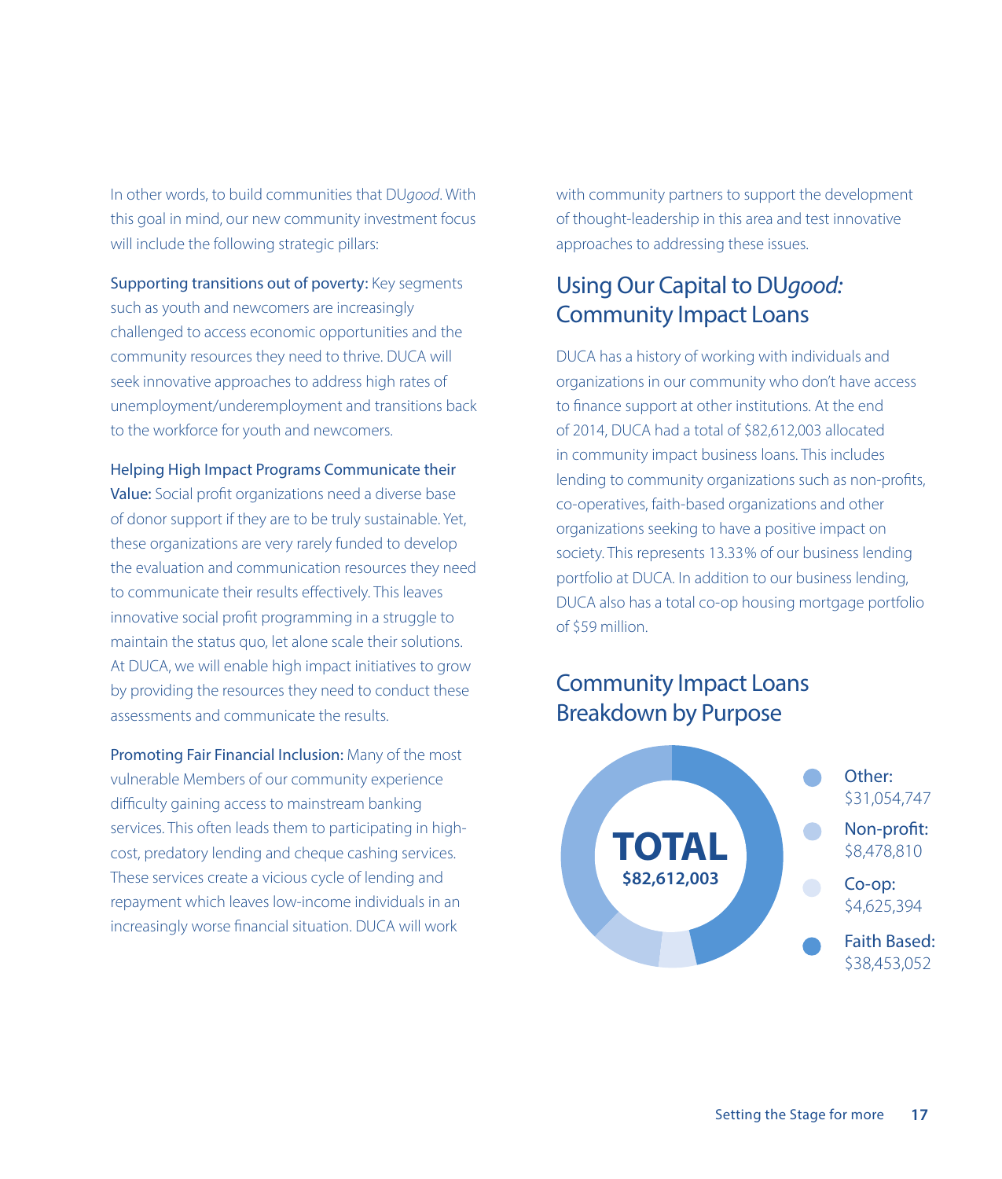In other words, to build communities that DU*good*. With this goal in mind, our new community investment focus will include the following strategic pillars:

**Supporting transitions out of poverty:** Key segments such as youth and newcomers are increasingly challenged to access economic opportunities and the community resources they need to thrive. DUCA will seek innovative approaches to address high rates of unemployment/underemployment and transitions back to the workforce for youth and newcomers.

**Helping High Impact Programs Communicate their Value:** Social profit organizations need a diverse base of donor support if they are to be truly sustainable. Yet, these organizations are very rarely funded to develop the evaluation and communication resources they need to communicate their results effectively. This leaves innovative social profit programming in a struggle to maintain the status quo, let alone scale their solutions. At DUCA, we will enable high impact initiatives to grow by providing the resources they need to conduct these assessments and communicate the results.

**Promoting Fair Financial Inclusion:** Many of the most vulnerable Members of our community experience difficulty gaining access to mainstream banking services. This often leads them to participating in high-cost, predatory lending and cheque cashing services. These services create a vicious cycle of lending and repayment which leaves low-income individuals in an increasingly worse financial situation. DUCA will work with community partners to support the development of thought-leadership in this area and test innovative approaches to addressing these issues.

## Using Our Capital to DU*good:* Community Impact Loans

DUCA has a history of working with individuals and organizations in our community who don't have access to finance support at other institutions. At the end of 2014, DUCA had a total of $82,612,003 allocated in community impact business loans. This includes lending to community organizations such as non-profits, co-operatives, faith-based organizations and other organizations seeking to have a positive impact on society. This represents 13.33% of our business lending portfolio at DUCA. In addition to our business lending, DUCA also has a total co-op housing mortgage portfolio of $59 million.

## Community Impact Loans Breakdown by Purpose

**TOTAL**
**$82,612,003**

- Other: $31,054,747
- Non-profit: $8,478,810
- Co-op: $4,625,394
- Faith Based: $38,453,052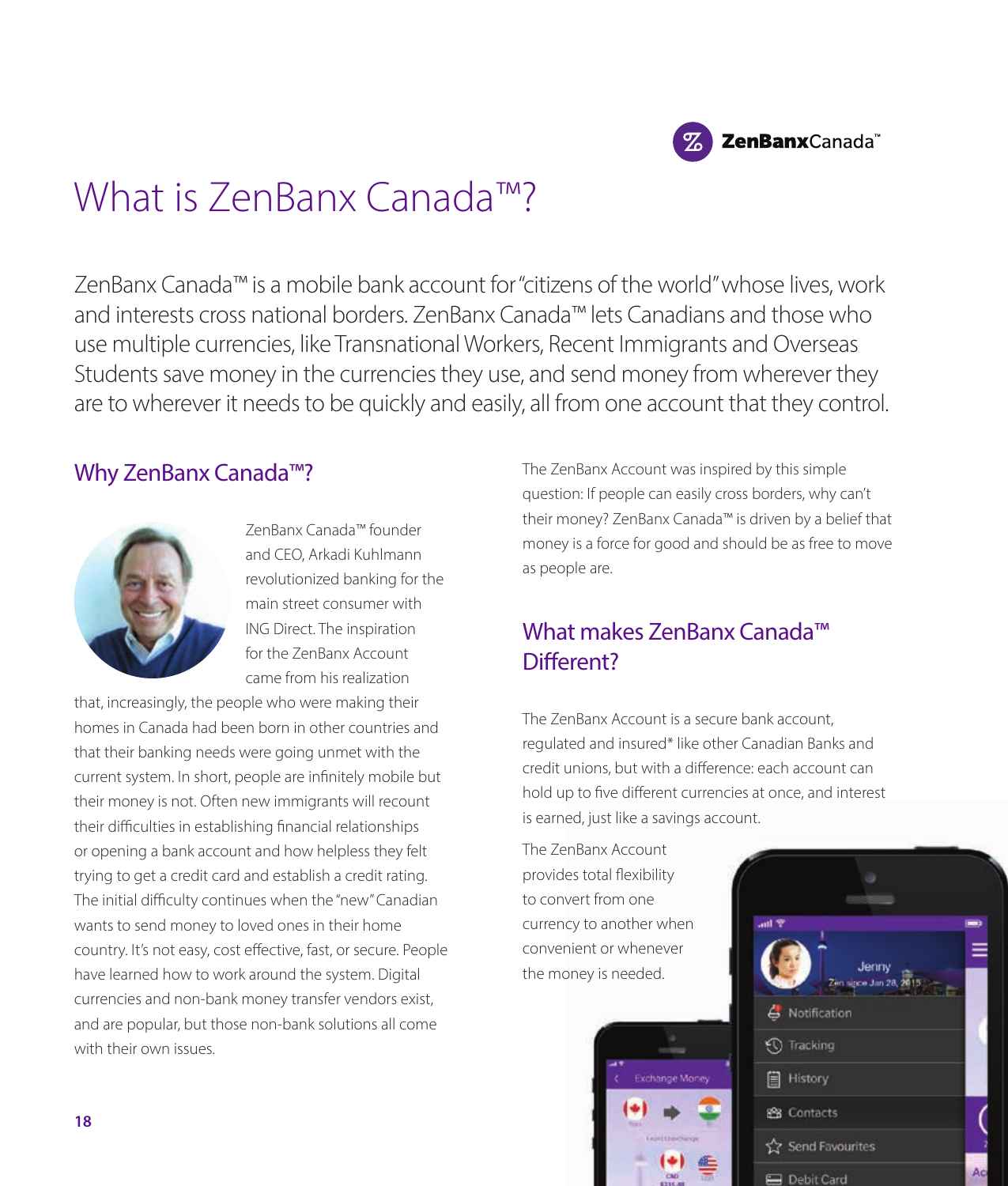# What is ZenBanx Canada™?

ZenBanx Canada™ is a mobile bank account for "citizens of the world" whose lives, work and interests cross national borders. ZenBanx Canada™ lets Canadians and those who use multiple currencies, like Transnational Workers, Recent Immigrants and Overseas Students save money in the currencies they use, and send money from wherever they are to wherever it needs to be quickly and easily, all from one account that they control.

## Why ZenBanx Canada™?

ZenBanx Canada™ founder and CEO, Arkadi Kuhlmann revolutionized banking for the main street consumer with ING Direct. The inspiration for the ZenBanx Account came from his realization that, increasingly, the people who were making their homes in Canada had been born in other countries and that their banking needs were going unmet with the current system. In short, people are infinitely mobile but their money is not. Often new immigrants will recount their difficulties in establishing financial relationships or opening a bank account and how helpless they felt trying to get a credit card and establish a credit rating. The initial difficulty continues when the "new" Canadian wants to send money to loved ones in their home country. It's not easy, cost effective, fast, or secure. People have learned how to work around the system. Digital currencies and non-bank money transfer vendors exist, and are popular, but those non-bank solutions all come with their own issues.

The ZenBanx Account was inspired by this simple question: If people can easily cross borders, why can't their money? ZenBanx Canada™ is driven by a belief that money is a force for good and should be as free to move as people are.

## What makes ZenBanx Canada™ Different?

The ZenBanx Account is a secure bank account, regulated and insured* like other Canadian Banks and credit unions, but with a difference: each account can hold up to five different currencies at once, and interest is earned, just like a savings account.

The ZenBanx Account provides total flexibility to convert from one currency to another when convenient or whenever the money is needed.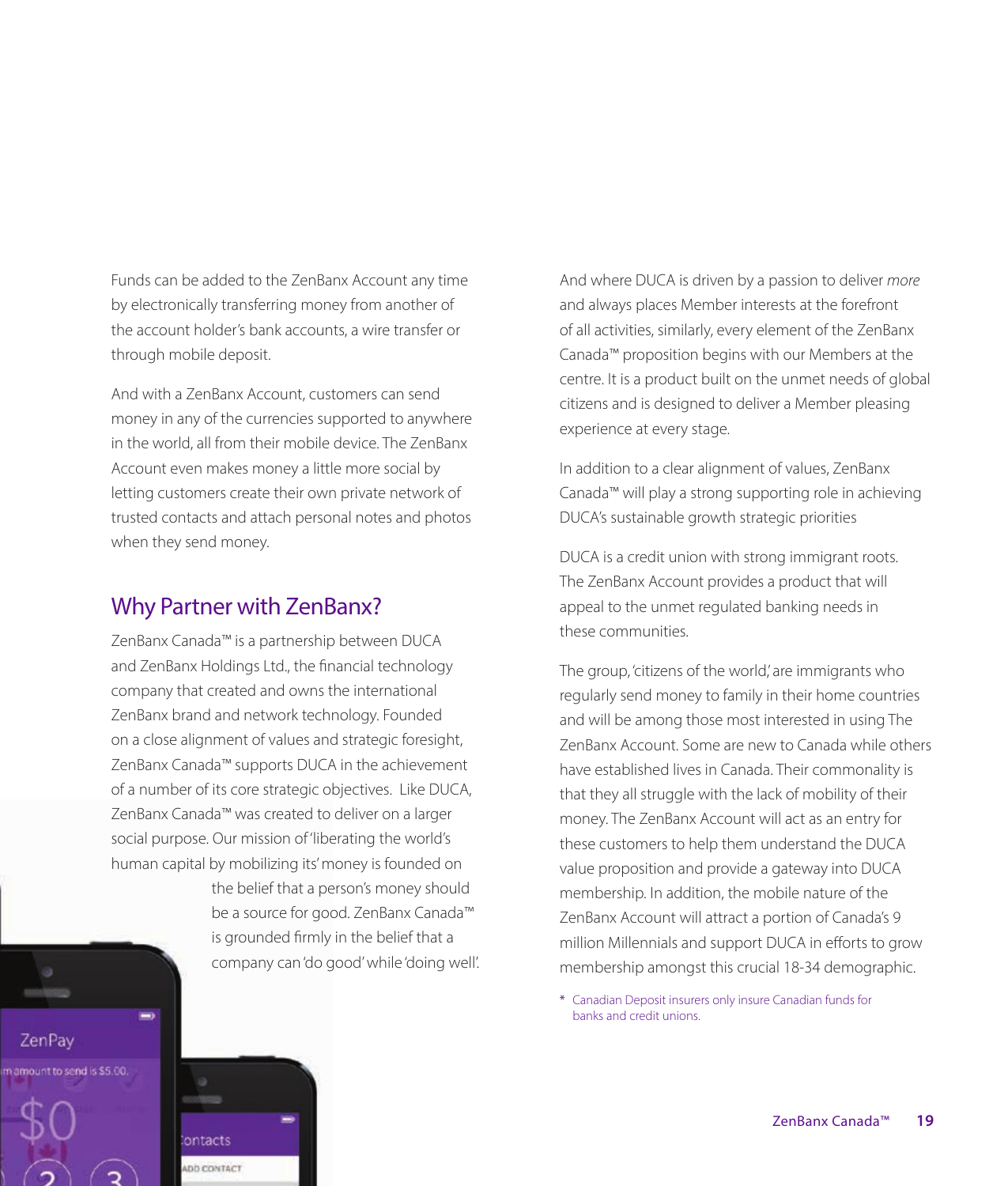Funds can be added to the ZenBanx Account any time by electronically transferring money from another of the account holder's bank accounts, a wire transfer or through mobile deposit.

And with a ZenBanx Account, customers can send money in any of the currencies supported to anywhere in the world, all from their mobile device. The ZenBanx Account even makes money a little more social by letting customers create their own private network of trusted contacts and attach personal notes and photos when they send money.

## Why Partner with ZenBanx?

ZenBanx Canada™ is a partnership between DUCA and ZenBanx Holdings Ltd., the financial technology company that created and owns the international ZenBanx brand and network technology. Founded on a close alignment of values and strategic foresight, ZenBanx Canada™ supports DUCA in the achievement of a number of its core strategic objectives. Like DUCA, ZenBanx Canada™ was created to deliver on a larger social purpose. Our mission of 'liberating the world's human capital by mobilizing its' money is founded on the belief that a person's money should be a source for good. ZenBanx Canada™ is grounded firmly in the belief that a company can 'do good' while 'doing well'.

And where DUCA is driven by a passion to deliver *more* and always places Member interests at the forefront of all activities, similarly, every element of the ZenBanx Canada™ proposition begins with our Members at the centre. It is a product built on the unmet needs of global citizens and is designed to deliver a Member pleasing experience at every stage.

In addition to a clear alignment of values, ZenBanx Canada™ will play a strong supporting role in achieving DUCA's sustainable growth strategic priorities

DUCA is a credit union with strong immigrant roots. The ZenBanx Account provides a product that will appeal to the unmet regulated banking needs in these communities.

The group, 'citizens of the world,' are immigrants who regularly send money to family in their home countries and will be among those most interested in using The ZenBanx Account. Some are new to Canada while others have established lives in Canada. Their commonality is that they all struggle with the lack of mobility of their money. The ZenBanx Account will act as an entry for these customers to help them understand the DUCA value proposition and provide a gateway into DUCA membership. In addition, the mobile nature of the ZenBanx Account will attract a portion of Canada's 9 million Millennials and support DUCA in efforts to grow membership amongst this crucial 18-34 demographic.

\* Canadian Deposit insurers only insure Canadian funds for banks and credit unions.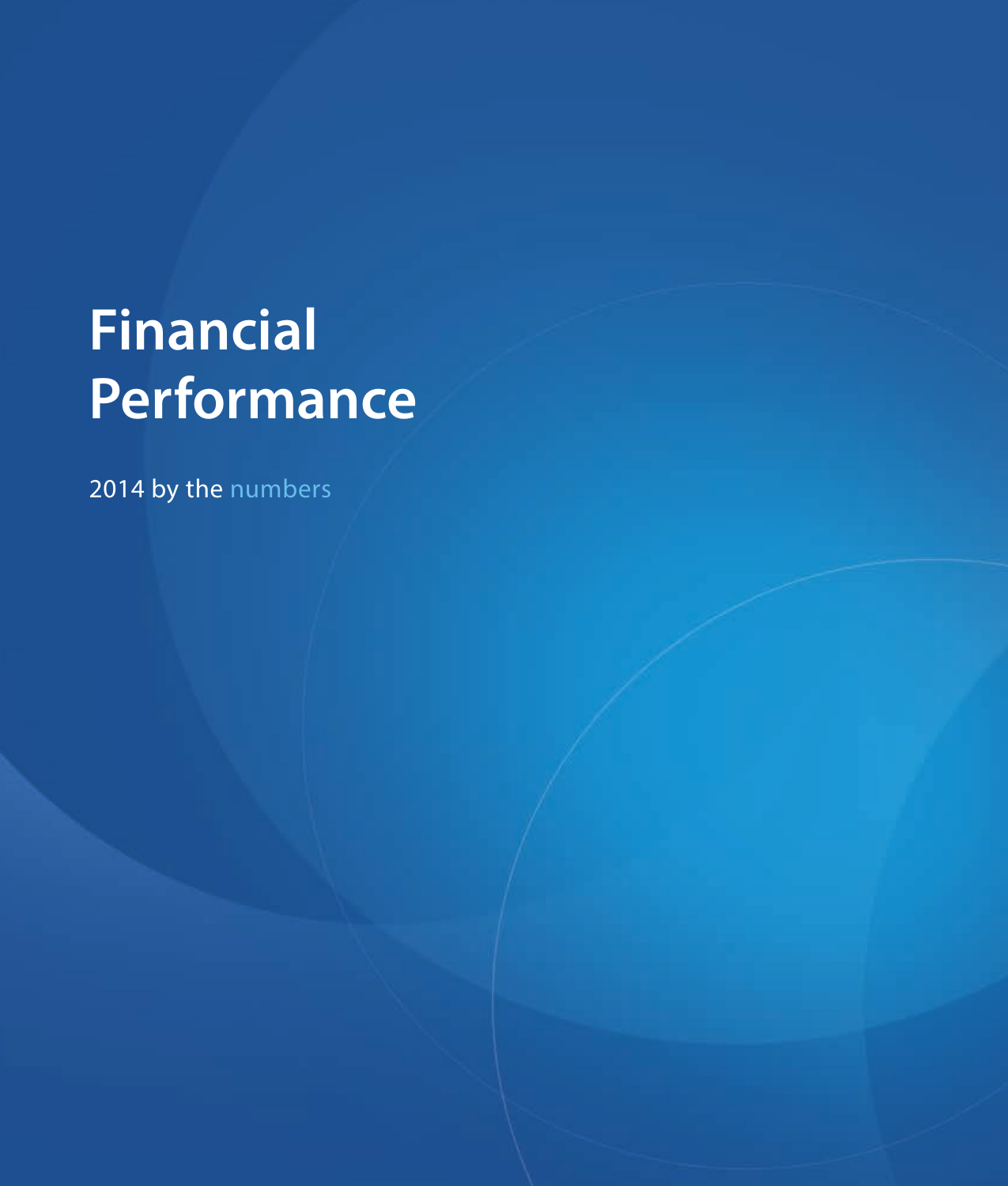# Financial Performance

2014 by the numbers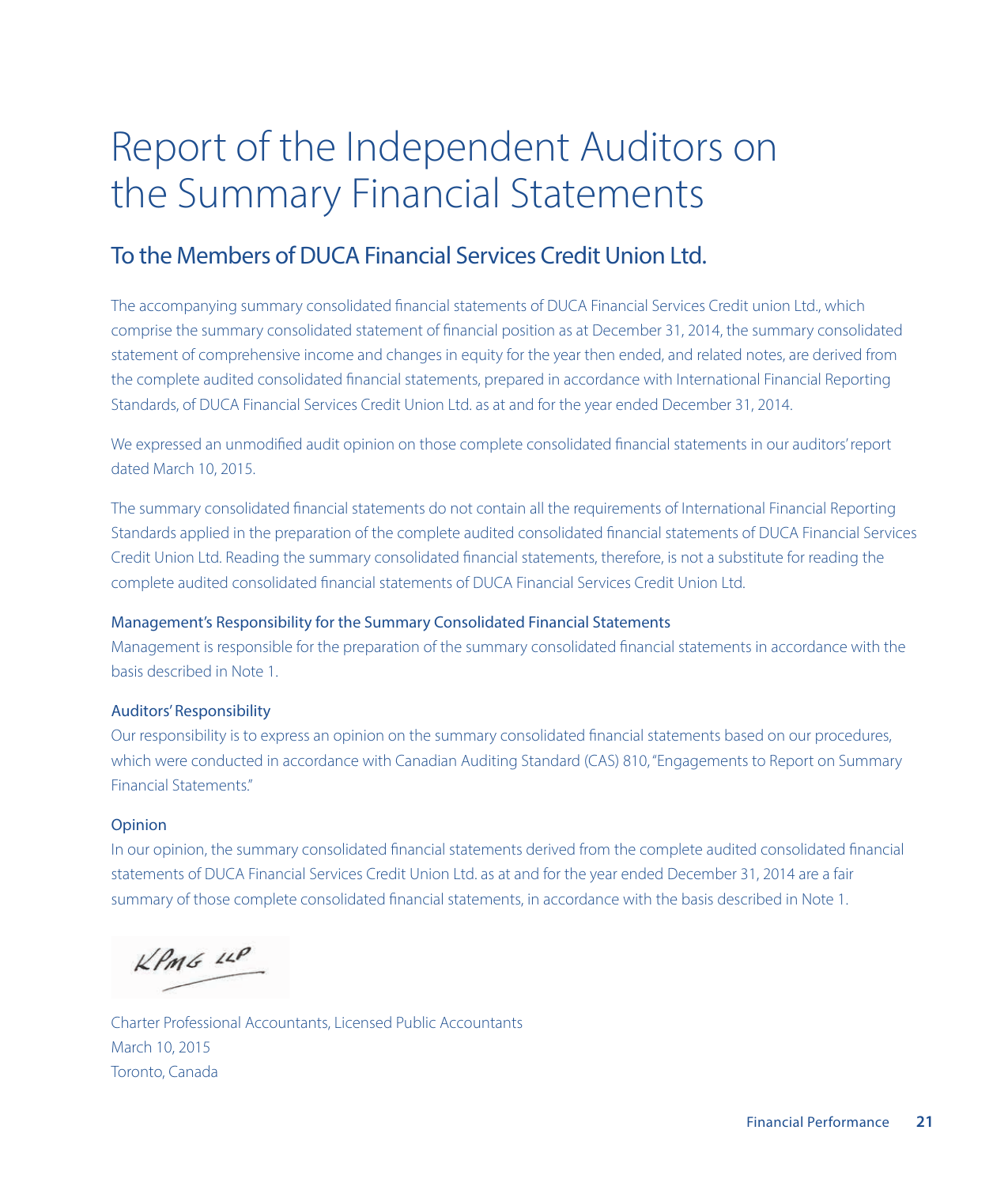# Report of the Independent Auditors on the Summary Financial Statements

## To the Members of DUCA Financial Services Credit Union Ltd.

The accompanying summary consolidated financial statements of DUCA Financial Services Credit union Ltd., which comprise the summary consolidated statement of financial position as at December 31, 2014, the summary consolidated statement of comprehensive income and changes in equity for the year then ended, and related notes, are derived from the complete audited consolidated financial statements, prepared in accordance with International Financial Reporting Standards, of DUCA Financial Services Credit Union Ltd. as at and for the year ended December 31, 2014.

We expressed an unmodified audit opinion on those complete consolidated financial statements in our auditors' report dated March 10, 2015.

The summary consolidated financial statements do not contain all the requirements of International Financial Reporting Standards applied in the preparation of the complete audited consolidated financial statements of DUCA Financial Services Credit Union Ltd. Reading the summary consolidated financial statements, therefore, is not a substitute for reading the complete audited consolidated financial statements of DUCA Financial Services Credit Union Ltd.

### Management's Responsibility for the Summary Consolidated Financial Statements

Management is responsible for the preparation of the summary consolidated financial statements in accordance with the basis described in Note 1.

### Auditors' Responsibility

Our responsibility is to express an opinion on the summary consolidated financial statements based on our procedures, which were conducted in accordance with Canadian Auditing Standard (CAS) 810, "Engagements to Report on Summary Financial Statements."

### Opinion

In our opinion, the summary consolidated financial statements derived from the complete audited consolidated financial statements of DUCA Financial Services Credit Union Ltd. as at and for the year ended December 31, 2014 are a fair summary of those complete consolidated financial statements, in accordance with the basis described in Note 1.

KPMG LLP

Charter Professional Accountants, Licensed Public Accountants
March 10, 2015
Toronto, Canada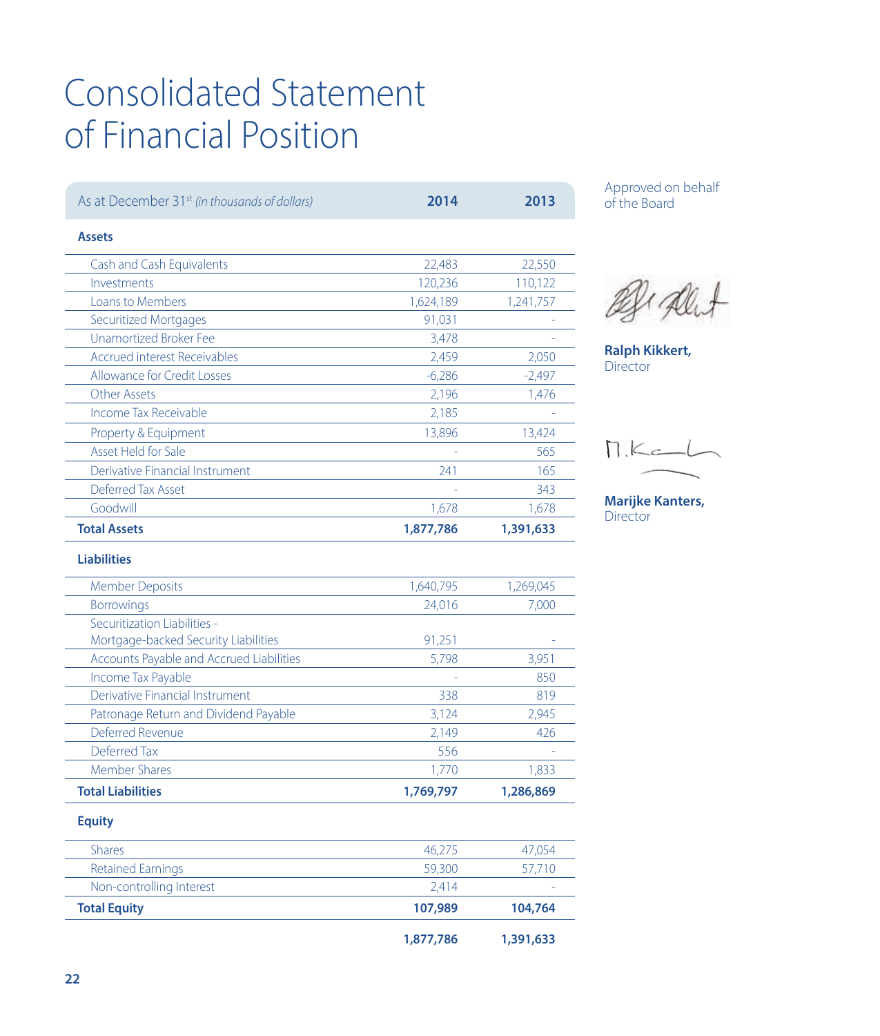# Consolidated Statement of Financial Position

| As at December 31st *(in thousands of dollars)* | 2014 | 2013 |
|---|---|---|
| **Assets** | | |
| Cash and Cash Equivalents | 22,483 | 22,550 |
| Investments | 120,236 | 110,122 |
| Loans to Members | 1,624,189 | 1,241,757 |
| Securitized Mortgages | 91,031 | - |
| Unamortized Broker Fee | 3,478 | - |
| Accrued interest Receivables | 2,459 | 2,050 |
| Allowance for Credit Losses | -6,286 | -2,497 |
| Other Assets | 2,196 | 1,476 |
| Income Tax Receivable | 2,185 | - |
| Property & Equipment | 13,896 | 13,424 |
| Asset Held for Sale | - | 565 |
| Derivative Financial Instrument | 241 | 165 |
| Deferred Tax Asset | - | 343 |
| Goodwill | 1,678 | 1,678 |
| **Total Assets** | **1,877,786** | **1,391,633** |
| **Liabilities** | | |
| Member Deposits | 1,640,795 | 1,269,045 |
| Borrowings | 24,016 | 7,000 |
| Securitization Liabilities - Mortgage-backed Security Liabilities | 91,251 | - |
| Accounts Payable and Accrued Liabilities | 5,798 | 3,951 |
| Income Tax Payable | - | 850 |
| Derivative Financial Instrument | 338 | 819 |
| Patronage Return and Dividend Payable | 3,124 | 2,945 |
| Deferred Revenue | 2,149 | 426 |
| Deferred Tax | 556 | - |
| Member Shares | 1,770 | 1,833 |
| **Total Liabilities** | **1,769,797** | **1,286,869** |
| **Equity** | | |
| Shares | 46,275 | 47,054 |
| Retained Earnings | 59,300 | 57,710 |
| Non-controlling Interest | 2,414 | - |
| **Total Equity** | **107,989** | **104,764** |
| | **1,877,786** | **1,391,633** |

Approved on behalf of the Board

**Ralph Kikkert,**
Director

**Marijke Kanters,**
Director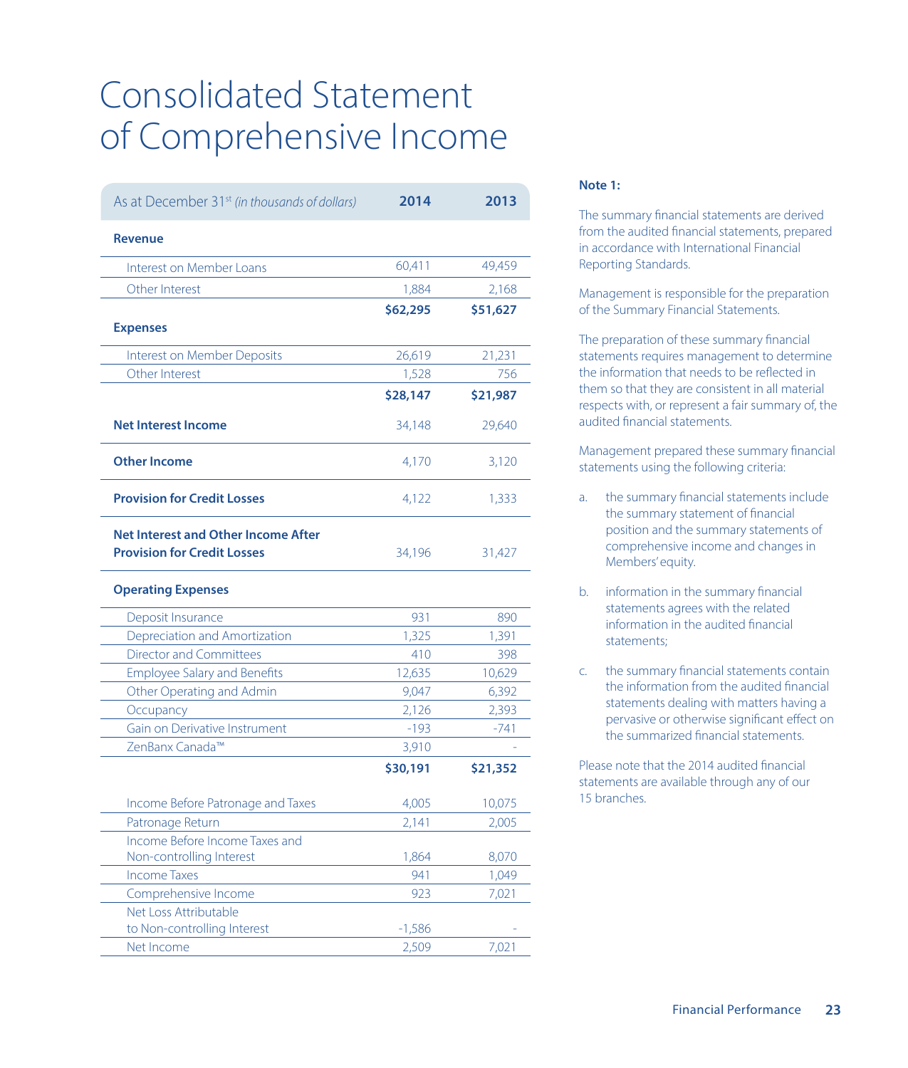# Consolidated Statement of Comprehensive Income

| As at December 31st *(in thousands of dollars)* | 2014 | 2013 |
|---|---|---|
| **Revenue** | | |
| Interest on Member Loans | 60,411 | 49,459 |
| Other Interest | 1,884 | 2,168 |
| | **$62,295** | **$51,627** |
| **Expenses** | | |
| Interest on Member Deposits | 26,619 | 21,231 |
| Other Interest | 1,528 | 756 |
| | **$28,147** | **$21,987** |
| **Net Interest Income** | 34,148 | 29,640 |
| **Other Income** | 4,170 | 3,120 |
| **Provision for Credit Losses** | 4,122 | 1,333 |
| **Net Interest and Other Income After Provision for Credit Losses** | 34,196 | 31,427 |
| **Operating Expenses** | | |
| Deposit Insurance | 931 | 890 |
| Depreciation and Amortization | 1,325 | 1,391 |
| Director and Committees | 410 | 398 |
| Employee Salary and Benefits | 12,635 | 10,629 |
| Other Operating and Admin | 9,047 | 6,392 |
| Occupancy | 2,126 | 2,393 |
| Gain on Derivative Instrument | -193 | -741 |
| ZenBanx Canada™ | 3,910 | - |
| | **$30,191** | **$21,352** |
| Income Before Patronage and Taxes | 4,005 | 10,075 |
| Patronage Return | 2,141 | 2,005 |
| Income Before Income Taxes and Non-controlling Interest | 1,864 | 8,070 |
| Income Taxes | 941 | 1,049 |
| Comprehensive Income | 923 | 7,021 |
| Net Loss Attributable to Non-controlling Interest | -1,586 | - |
| Net Income | 2,509 | 7,021 |

**Note 1:**

The summary financial statements are derived from the audited financial statements, prepared in accordance with International Financial Reporting Standards.

Management is responsible for the preparation of the Summary Financial Statements.

The preparation of these summary financial statements requires management to determine the information that needs to be reflected in them so that they are consistent in all material respects with, or represent a fair summary of, the audited financial statements.

Management prepared these summary financial statements using the following criteria:

a. the summary financial statements include the summary statement of financial position and the summary statements of comprehensive income and changes in Members' equity.

b. information in the summary financial statements agrees with the related information in the audited financial statements;

c. the summary financial statements contain the information from the audited financial statements dealing with matters having a pervasive or otherwise significant effect on the summarized financial statements.

Please note that the 2014 audited financial statements are available through any of our 15 branches.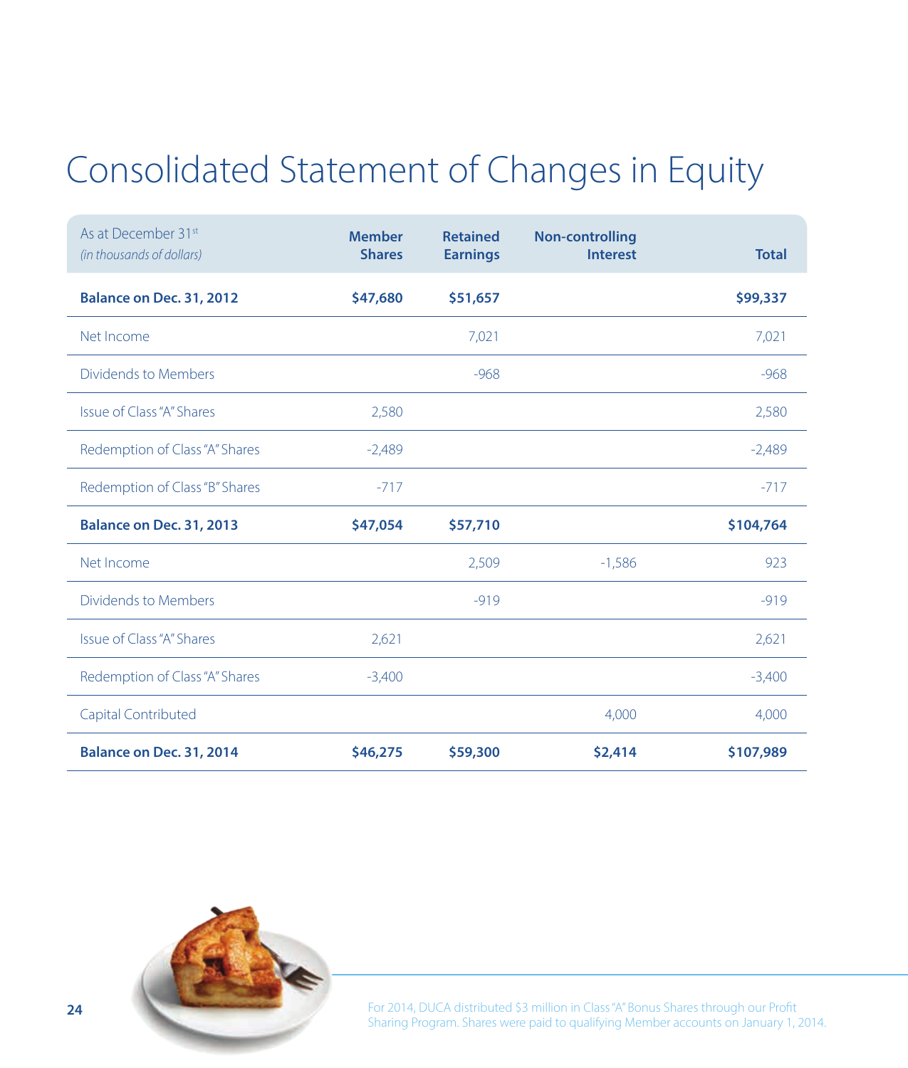# Consolidated Statement of Changes in Equity

| As at December 31st *(in thousands of dollars)* | Member Shares | Retained Earnings | Non-controlling Interest | Total |
|---|---|---|---|---|
| **Balance on Dec. 31, 2012** | **$47,680** | **$51,657** | | **$99,337** |
| Net Income | | 7,021 | | 7,021 |
| Dividends to Members | | -968 | | -968 |
| Issue of Class "A" Shares | 2,580 | | | 2,580 |
| Redemption of Class "A" Shares | -2,489 | | | -2,489 |
| Redemption of Class "B" Shares | -717 | | | -717 |
| **Balance on Dec. 31, 2013** | **$47,054** | **$57,710** | | **$104,764** |
| Net Income | | 2,509 | -1,586 | 923 |
| Dividends to Members | | -919 | | -919 |
| Issue of Class "A" Shares | 2,621 | | | 2,621 |
| Redemption of Class "A" Shares | -3,400 | | | -3,400 |
| Capital Contributed | | | 4,000 | 4,000 |
| **Balance on Dec. 31, 2014** | **$46,275** | **$59,300** | **$2,414** | **$107,989** |

For 2014, DUCA distributed $3 million in Class "A" Bonus Shares through our Profit Sharing Program. Shares were paid to qualifying Member accounts on January 1, 2014.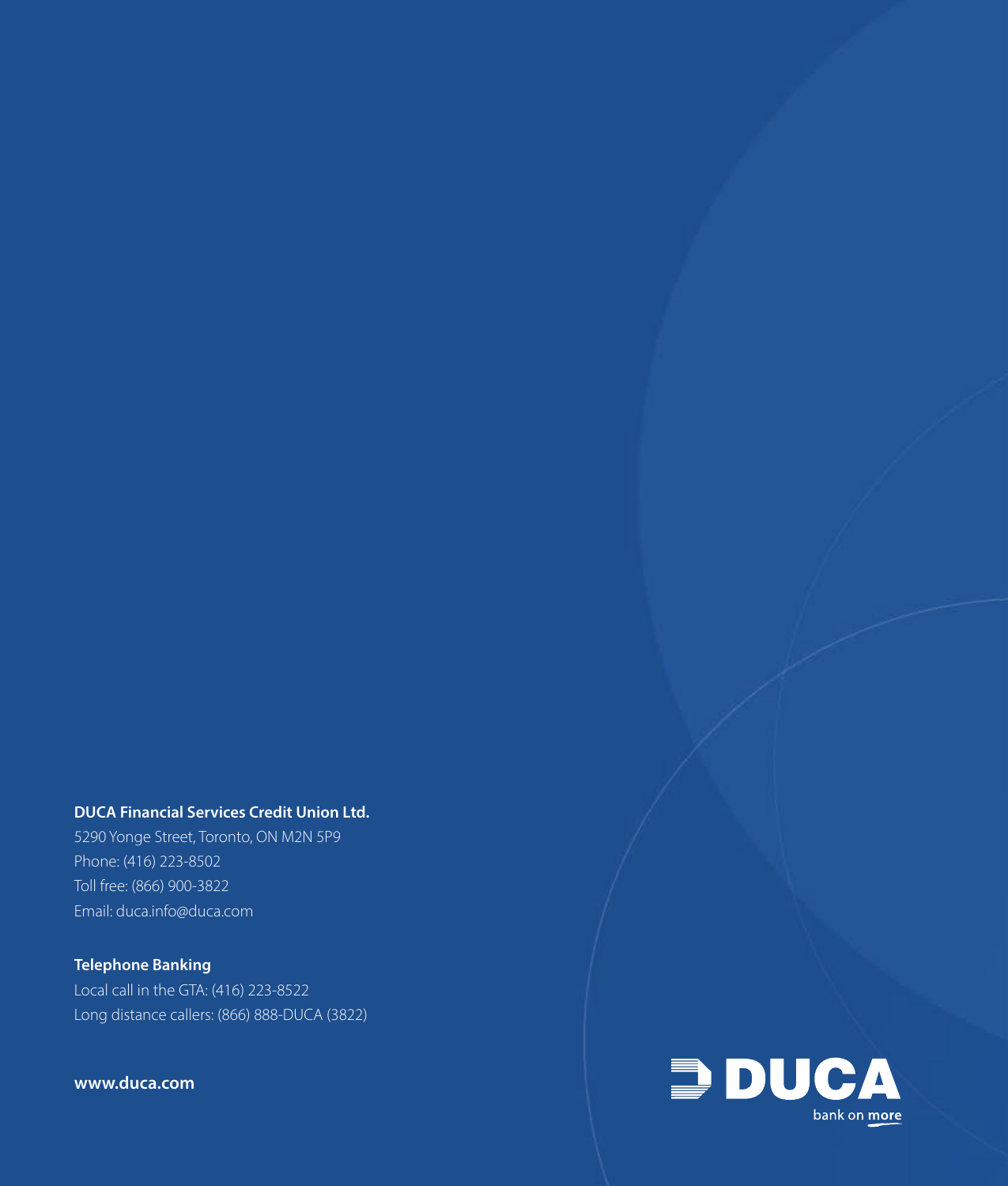**DUCA Financial Services Credit Union Ltd.**
5290 Yonge Street, Toronto, ON M2N 5P9
Phone: (416) 223-8502
Toll free: (866) 900-3822
Email: duca.info@duca.com

**Telephone Banking**
Local call in the GTA: (416) 223-8522
Long distance callers: (866) 888-DUCA (3822)

**www.duca.com**

DUCA
bank on more